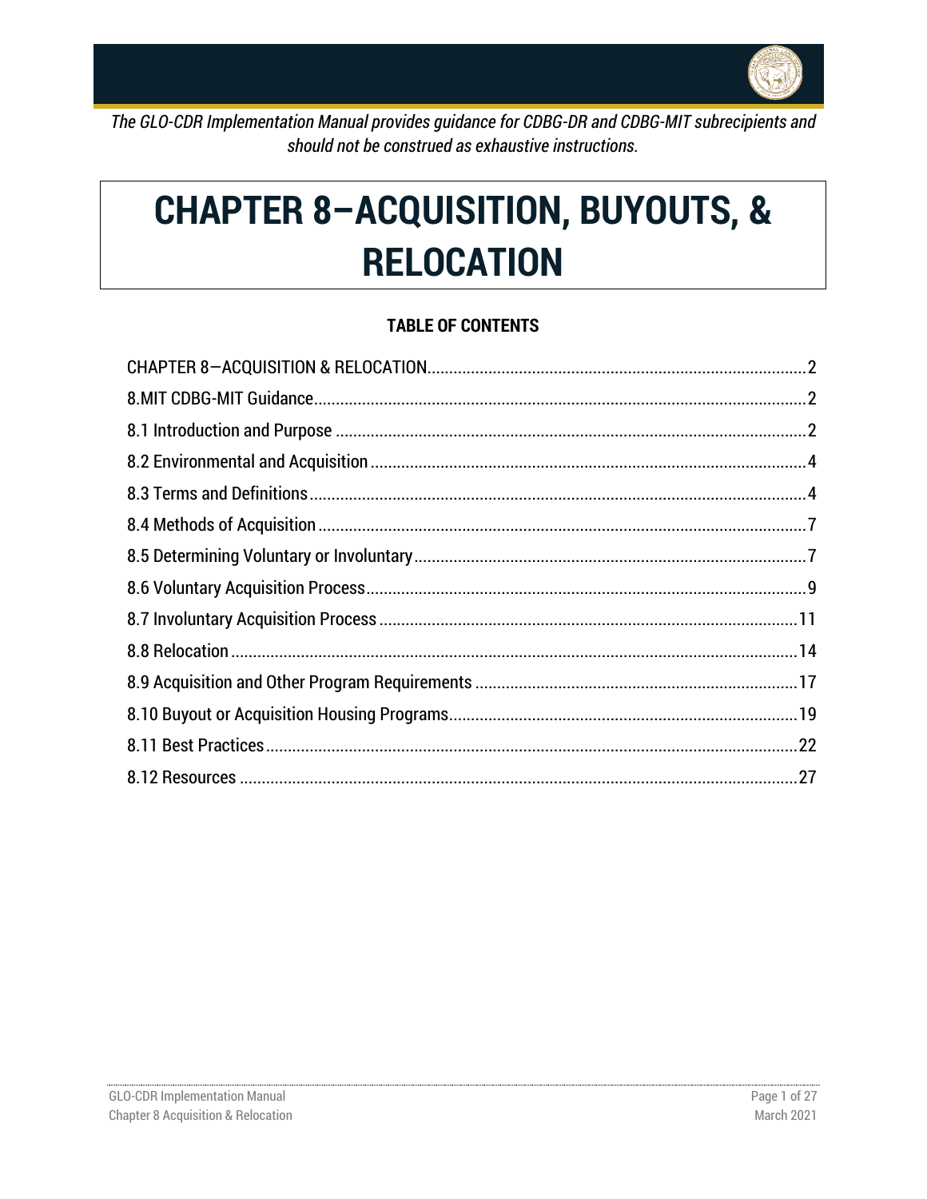*The GLO-CDR Implementation Manual provides guidance for CDBG-DR and CDBG-MIT subrecipients and should not be construed as exhaustive instructions.*

# CHAPTER 8–ACQUISITION, BUYOUTS, & RELOCATION

**TABLE OF CONTENTS**

CHAPTER 8—ACQUISITION & RELOCATION....................2
8.MIT CDBG-MIT Guidance....................2
8.1 Introduction and Purpose....................2
8.2 Environmental and Acquisition....................4
8.3 Terms and Definitions....................4
8.4 Methods of Acquisition....................7
8.5 Determining Voluntary or Involuntary....................7
8.6 Voluntary Acquisition Process....................9
8.7 Involuntary Acquisition Process....................11
8.8 Relocation....................14
8.9 Acquisition and Other Program Requirements....................17
8.10 Buyout or Acquisition Housing Programs....................19
8.11 Best Practices....................22
8.12 Resources....................27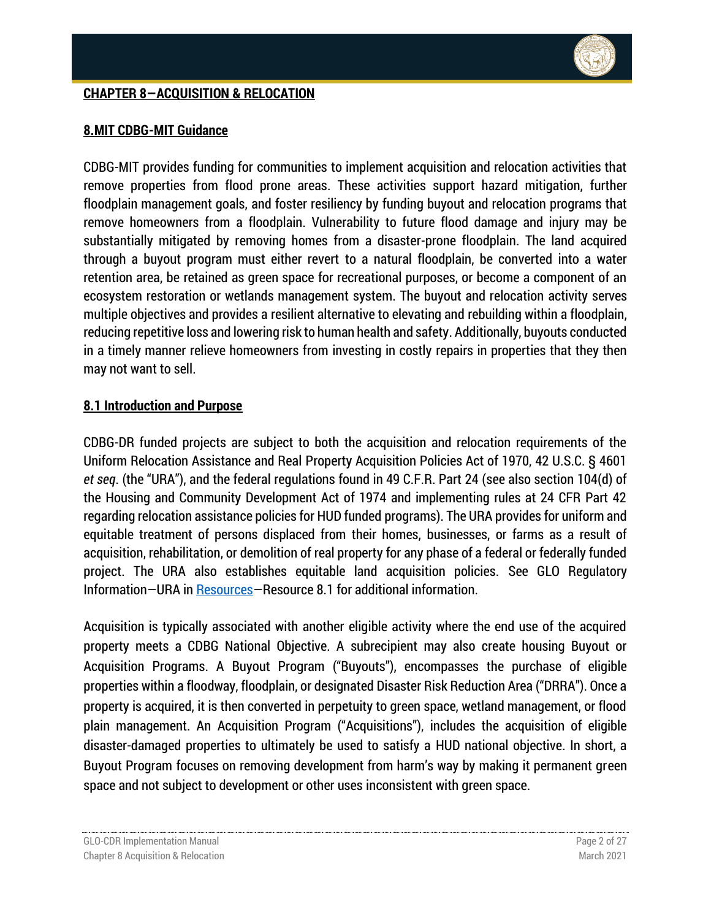# CHAPTER 8—ACQUISITION & RELOCATION

## 8.MIT CDBG-MIT Guidance

CDBG-MIT provides funding for communities to implement acquisition and relocation activities that remove properties from flood prone areas. These activities support hazard mitigation, further floodplain management goals, and foster resiliency by funding buyout and relocation programs that remove homeowners from a floodplain. Vulnerability to future flood damage and injury may be substantially mitigated by removing homes from a disaster-prone floodplain. The land acquired through a buyout program must either revert to a natural floodplain, be converted into a water retention area, be retained as green space for recreational purposes, or become a component of an ecosystem restoration or wetlands management system. The buyout and relocation activity serves multiple objectives and provides a resilient alternative to elevating and rebuilding within a floodplain, reducing repetitive loss and lowering risk to human health and safety. Additionally, buyouts conducted in a timely manner relieve homeowners from investing in costly repairs in properties that they then may not want to sell.

## 8.1 Introduction and Purpose

CDBG-DR funded projects are subject to both the acquisition and relocation requirements of the Uniform Relocation Assistance and Real Property Acquisition Policies Act of 1970, 42 U.S.C. § 4601 *et seq*. (the "URA"), and the federal regulations found in 49 C.F.R. Part 24 (see also section 104(d) of the Housing and Community Development Act of 1974 and implementing rules at 24 CFR Part 42 regarding relocation assistance policies for HUD funded programs). The URA provides for uniform and equitable treatment of persons displaced from their homes, businesses, or farms as a result of acquisition, rehabilitation, or demolition of real property for any phase of a federal or federally funded project. The URA also establishes equitable land acquisition policies. See GLO Regulatory Information—URA in Resources—Resource 8.1 for additional information.

Acquisition is typically associated with another eligible activity where the end use of the acquired property meets a CDBG National Objective. A subrecipient may also create housing Buyout or Acquisition Programs. A Buyout Program ("Buyouts"), encompasses the purchase of eligible properties within a floodway, floodplain, or designated Disaster Risk Reduction Area ("DRRA"). Once a property is acquired, it is then converted in perpetuity to green space, wetland management, or flood plain management. An Acquisition Program ("Acquisitions"), includes the acquisition of eligible disaster-damaged properties to ultimately be used to satisfy a HUD national objective. In short, a Buyout Program focuses on removing development from harm's way by making it permanent green space and not subject to development or other uses inconsistent with green space.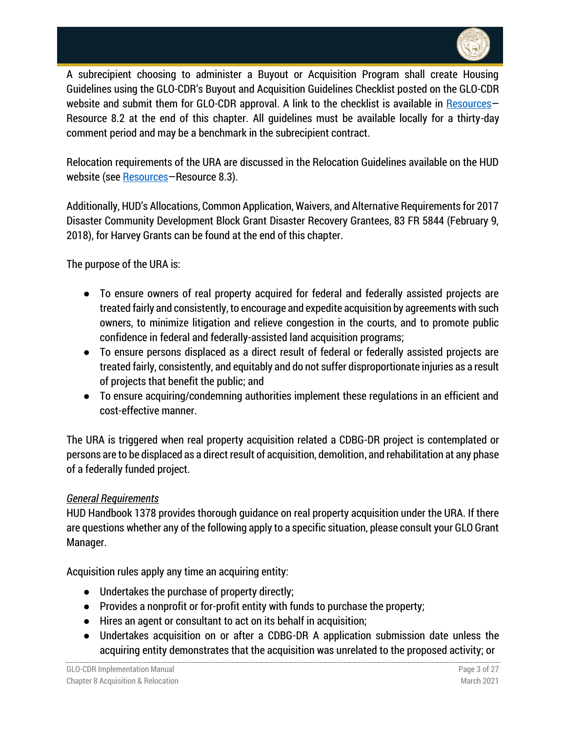A subrecipient choosing to administer a Buyout or Acquisition Program shall create Housing Guidelines using the GLO-CDR's Buyout and Acquisition Guidelines Checklist posted on the GLO-CDR website and submit them for GLO-CDR approval. A link to the checklist is available in Resources—Resource 8.2 at the end of this chapter. All guidelines must be available locally for a thirty-day comment period and may be a benchmark in the subrecipient contract.

Relocation requirements of the URA are discussed in the Relocation Guidelines available on the HUD website (see Resources—Resource 8.3).

Additionally, HUD's Allocations, Common Application, Waivers, and Alternative Requirements for 2017 Disaster Community Development Block Grant Disaster Recovery Grantees, 83 FR 5844 (February 9, 2018), for Harvey Grants can be found at the end of this chapter.

The purpose of the URA is:

- To ensure owners of real property acquired for federal and federally assisted projects are treated fairly and consistently, to encourage and expedite acquisition by agreements with such owners, to minimize litigation and relieve congestion in the courts, and to promote public confidence in federal and federally-assisted land acquisition programs;
- To ensure persons displaced as a direct result of federal or federally assisted projects are treated fairly, consistently, and equitably and do not suffer disproportionate injuries as a result of projects that benefit the public; and
- To ensure acquiring/condemning authorities implement these regulations in an efficient and cost-effective manner.

The URA is triggered when real property acquisition related a CDBG-DR project is contemplated or persons are to be displaced as a direct result of acquisition, demolition, and rehabilitation at any phase of a federally funded project.

*General Requirements*

HUD Handbook 1378 provides thorough guidance on real property acquisition under the URA. If there are questions whether any of the following apply to a specific situation, please consult your GLO Grant Manager.

Acquisition rules apply any time an acquiring entity:

- Undertakes the purchase of property directly;
- Provides a nonprofit or for-profit entity with funds to purchase the property;
- Hires an agent or consultant to act on its behalf in acquisition;
- Undertakes acquisition on or after a CDBG-DR A application submission date unless the acquiring entity demonstrates that the acquisition was unrelated to the proposed activity; or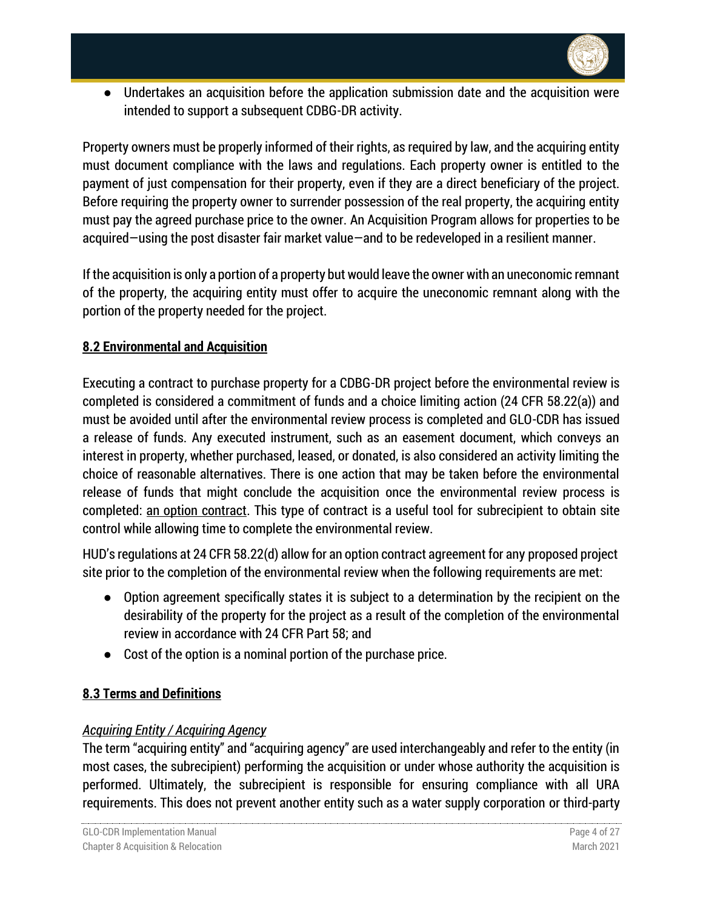- Undertakes an acquisition before the application submission date and the acquisition were intended to support a subsequent CDBG-DR activity.

Property owners must be properly informed of their rights, as required by law, and the acquiring entity must document compliance with the laws and regulations. Each property owner is entitled to the payment of just compensation for their property, even if they are a direct beneficiary of the project. Before requiring the property owner to surrender possession of the real property, the acquiring entity must pay the agreed purchase price to the owner. An Acquisition Program allows for properties to be acquired—using the post disaster fair market value—and to be redeveloped in a resilient manner.

If the acquisition is only a portion of a property but would leave the owner with an uneconomic remnant of the property, the acquiring entity must offer to acquire the uneconomic remnant along with the portion of the property needed for the project.

## 8.2 Environmental and Acquisition

Executing a contract to purchase property for a CDBG-DR project before the environmental review is completed is considered a commitment of funds and a choice limiting action (24 CFR 58.22(a)) and must be avoided until after the environmental review process is completed and GLO-CDR has issued a release of funds. Any executed instrument, such as an easement document, which conveys an interest in property, whether purchased, leased, or donated, is also considered an activity limiting the choice of reasonable alternatives. There is one action that may be taken before the environmental release of funds that might conclude the acquisition once the environmental review process is completed: an option contract. This type of contract is a useful tool for subrecipient to obtain site control while allowing time to complete the environmental review.

HUD's regulations at 24 CFR 58.22(d) allow for an option contract agreement for any proposed project site prior to the completion of the environmental review when the following requirements are met:

- Option agreement specifically states it is subject to a determination by the recipient on the desirability of the property for the project as a result of the completion of the environmental review in accordance with 24 CFR Part 58; and
- Cost of the option is a nominal portion of the purchase price.

## 8.3 Terms and Definitions

### *Acquiring Entity / Acquiring Agency*

The term "acquiring entity" and "acquiring agency" are used interchangeably and refer to the entity (in most cases, the subrecipient) performing the acquisition or under whose authority the acquisition is performed. Ultimately, the subrecipient is responsible for ensuring compliance with all URA requirements. This does not prevent another entity such as a water supply corporation or third-party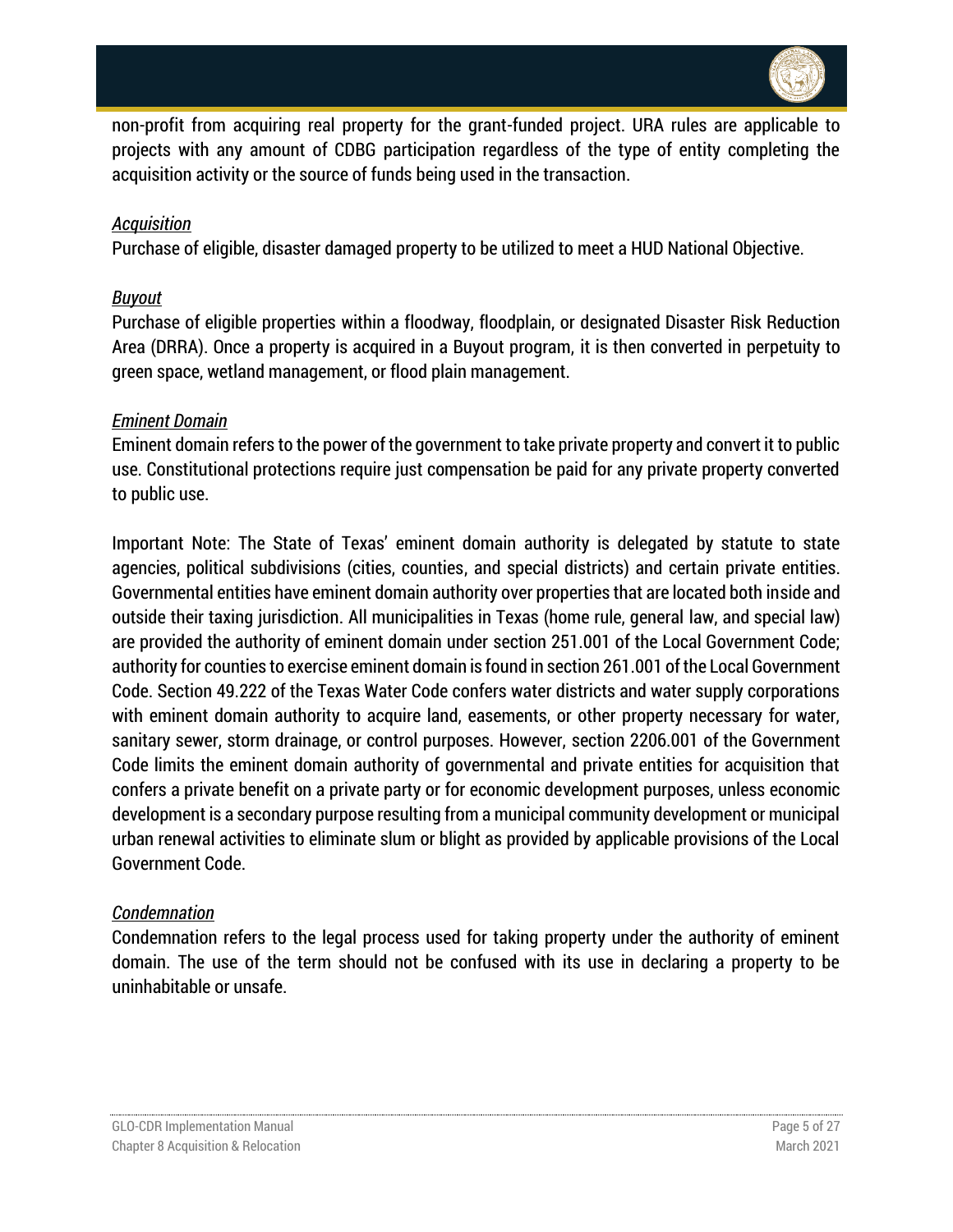non-profit from acquiring real property for the grant-funded project. URA rules are applicable to projects with any amount of CDBG participation regardless of the type of entity completing the acquisition activity or the source of funds being used in the transaction.

*Acquisition*

Purchase of eligible, disaster damaged property to be utilized to meet a HUD National Objective.

*Buyout*

Purchase of eligible properties within a floodway, floodplain, or designated Disaster Risk Reduction Area (DRRA). Once a property is acquired in a Buyout program, it is then converted in perpetuity to green space, wetland management, or flood plain management.

*Eminent Domain*

Eminent domain refers to the power of the government to take private property and convert it to public use. Constitutional protections require just compensation be paid for any private property converted to public use.

Important Note: The State of Texas' eminent domain authority is delegated by statute to state agencies, political subdivisions (cities, counties, and special districts) and certain private entities. Governmental entities have eminent domain authority over properties that are located both inside and outside their taxing jurisdiction. All municipalities in Texas (home rule, general law, and special law) are provided the authority of eminent domain under section 251.001 of the Local Government Code; authority for counties to exercise eminent domain is found in section 261.001 of the Local Government Code. Section 49.222 of the Texas Water Code confers water districts and water supply corporations with eminent domain authority to acquire land, easements, or other property necessary for water, sanitary sewer, storm drainage, or control purposes. However, section 2206.001 of the Government Code limits the eminent domain authority of governmental and private entities for acquisition that confers a private benefit on a private party or for economic development purposes, unless economic development is a secondary purpose resulting from a municipal community development or municipal urban renewal activities to eliminate slum or blight as provided by applicable provisions of the Local Government Code.

*Condemnation*

Condemnation refers to the legal process used for taking property under the authority of eminent domain. The use of the term should not be confused with its use in declaring a property to be uninhabitable or unsafe.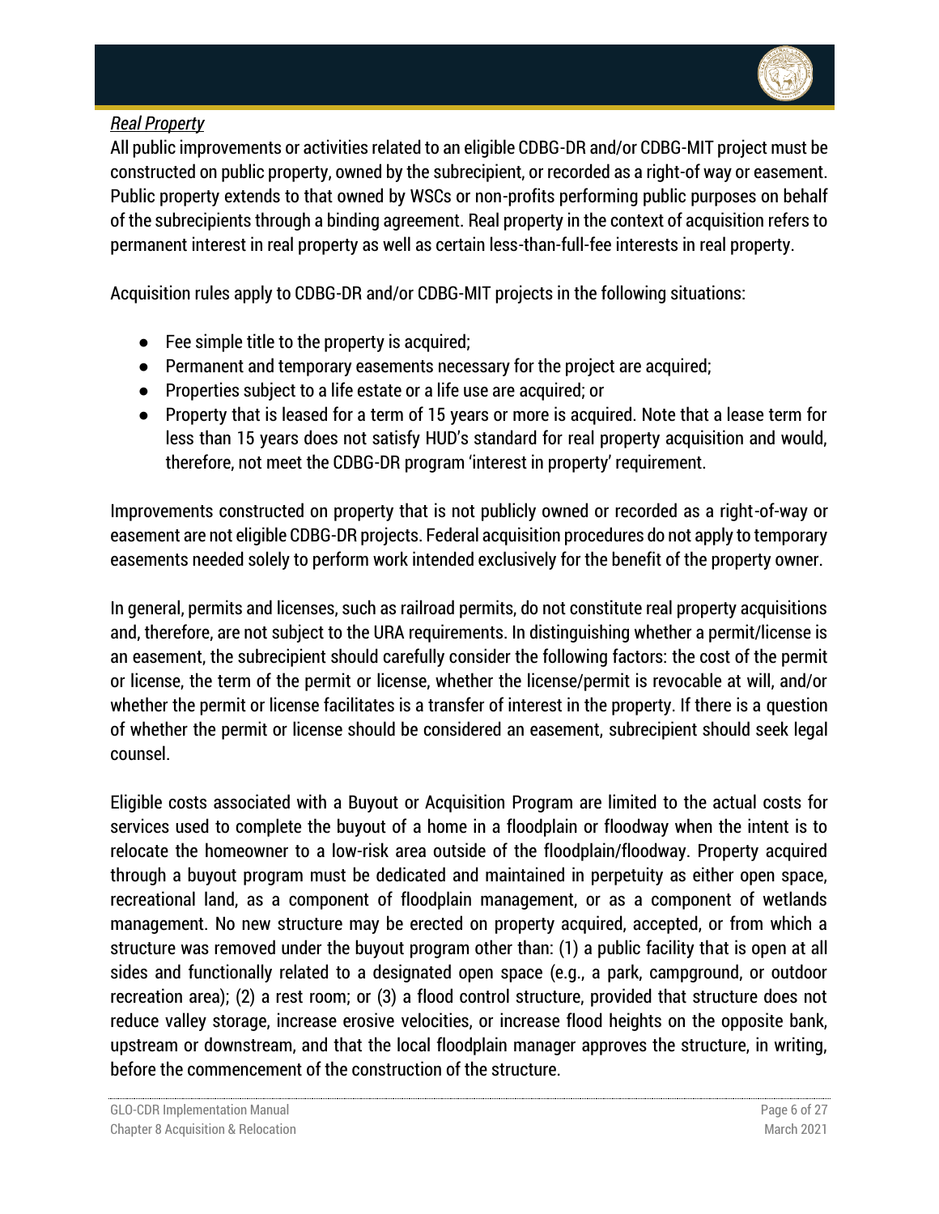*Real Property*

All public improvements or activities related to an eligible CDBG-DR and/or CDBG-MIT project must be constructed on public property, owned by the subrecipient, or recorded as a right-of way or easement. Public property extends to that owned by WSCs or non-profits performing public purposes on behalf of the subrecipients through a binding agreement. Real property in the context of acquisition refers to permanent interest in real property as well as certain less-than-full-fee interests in real property.

Acquisition rules apply to CDBG-DR and/or CDBG-MIT projects in the following situations:

- Fee simple title to the property is acquired;
- Permanent and temporary easements necessary for the project are acquired;
- Properties subject to a life estate or a life use are acquired; or
- Property that is leased for a term of 15 years or more is acquired. Note that a lease term for less than 15 years does not satisfy HUD's standard for real property acquisition and would, therefore, not meet the CDBG-DR program 'interest in property' requirement.

Improvements constructed on property that is not publicly owned or recorded as a right-of-way or easement are not eligible CDBG-DR projects. Federal acquisition procedures do not apply to temporary easements needed solely to perform work intended exclusively for the benefit of the property owner.

In general, permits and licenses, such as railroad permits, do not constitute real property acquisitions and, therefore, are not subject to the URA requirements. In distinguishing whether a permit/license is an easement, the subrecipient should carefully consider the following factors: the cost of the permit or license, the term of the permit or license, whether the license/permit is revocable at will, and/or whether the permit or license facilitates is a transfer of interest in the property. If there is a question of whether the permit or license should be considered an easement, subrecipient should seek legal counsel.

Eligible costs associated with a Buyout or Acquisition Program are limited to the actual costs for services used to complete the buyout of a home in a floodplain or floodway when the intent is to relocate the homeowner to a low-risk area outside of the floodplain/floodway. Property acquired through a buyout program must be dedicated and maintained in perpetuity as either open space, recreational land, as a component of floodplain management, or as a component of wetlands management. No new structure may be erected on property acquired, accepted, or from which a structure was removed under the buyout program other than: (1) a public facility that is open at all sides and functionally related to a designated open space (e.g., a park, campground, or outdoor recreation area); (2) a rest room; or (3) a flood control structure, provided that structure does not reduce valley storage, increase erosive velocities, or increase flood heights on the opposite bank, upstream or downstream, and that the local floodplain manager approves the structure, in writing, before the commencement of the construction of the structure.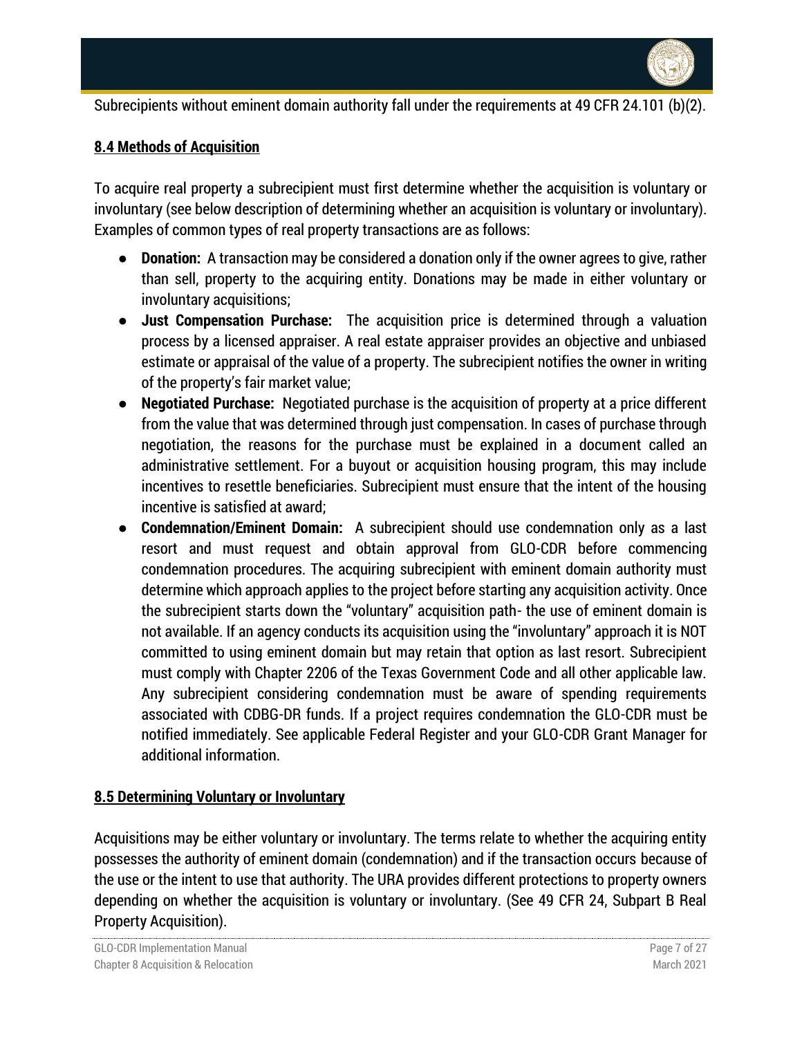Subrecipients without eminent domain authority fall under the requirements at 49 CFR 24.101 (b)(2).

## 8.4 Methods of Acquisition

To acquire real property a subrecipient must first determine whether the acquisition is voluntary or involuntary (see below description of determining whether an acquisition is voluntary or involuntary). Examples of common types of real property transactions are as follows:

- **Donation:** A transaction may be considered a donation only if the owner agrees to give, rather than sell, property to the acquiring entity. Donations may be made in either voluntary or involuntary acquisitions;
- **Just Compensation Purchase:** The acquisition price is determined through a valuation process by a licensed appraiser. A real estate appraiser provides an objective and unbiased estimate or appraisal of the value of a property. The subrecipient notifies the owner in writing of the property's fair market value;
- **Negotiated Purchase:** Negotiated purchase is the acquisition of property at a price different from the value that was determined through just compensation. In cases of purchase through negotiation, the reasons for the purchase must be explained in a document called an administrative settlement. For a buyout or acquisition housing program, this may include incentives to resettle beneficiaries. Subrecipient must ensure that the intent of the housing incentive is satisfied at award;
- **Condemnation/Eminent Domain:** A subrecipient should use condemnation only as a last resort and must request and obtain approval from GLO-CDR before commencing condemnation procedures. The acquiring subrecipient with eminent domain authority must determine which approach applies to the project before starting any acquisition activity. Once the subrecipient starts down the "voluntary" acquisition path- the use of eminent domain is not available. If an agency conducts its acquisition using the "involuntary" approach it is NOT committed to using eminent domain but may retain that option as last resort. Subrecipient must comply with Chapter 2206 of the Texas Government Code and all other applicable law. Any subrecipient considering condemnation must be aware of spending requirements associated with CDBG-DR funds. If a project requires condemnation the GLO-CDR must be notified immediately. See applicable Federal Register and your GLO-CDR Grant Manager for additional information.

## 8.5 Determining Voluntary or Involuntary

Acquisitions may be either voluntary or involuntary. The terms relate to whether the acquiring entity possesses the authority of eminent domain (condemnation) and if the transaction occurs because of the use or the intent to use that authority. The URA provides different protections to property owners depending on whether the acquisition is voluntary or involuntary. (See 49 CFR 24, Subpart B Real Property Acquisition).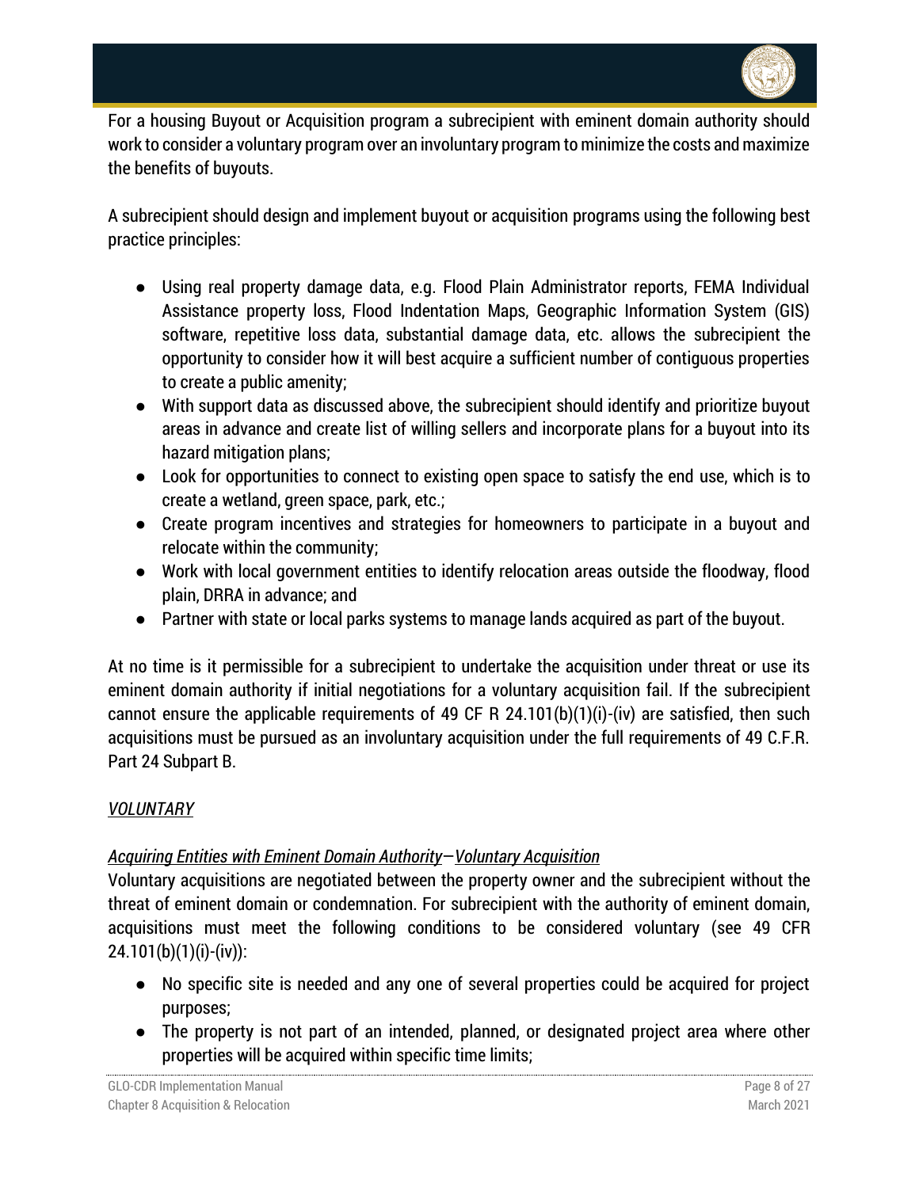For a housing Buyout or Acquisition program a subrecipient with eminent domain authority should work to consider a voluntary program over an involuntary program to minimize the costs and maximize the benefits of buyouts.

A subrecipient should design and implement buyout or acquisition programs using the following best practice principles:

- Using real property damage data, e.g. Flood Plain Administrator reports, FEMA Individual Assistance property loss, Flood Indentation Maps, Geographic Information System (GIS) software, repetitive loss data, substantial damage data, etc. allows the subrecipient the opportunity to consider how it will best acquire a sufficient number of contiguous properties to create a public amenity;
- With support data as discussed above, the subrecipient should identify and prioritize buyout areas in advance and create list of willing sellers and incorporate plans for a buyout into its hazard mitigation plans;
- Look for opportunities to connect to existing open space to satisfy the end use, which is to create a wetland, green space, park, etc.;
- Create program incentives and strategies for homeowners to participate in a buyout and relocate within the community;
- Work with local government entities to identify relocation areas outside the floodway, flood plain, DRRA in advance; and
- Partner with state or local parks systems to manage lands acquired as part of the buyout.

At no time is it permissible for a subrecipient to undertake the acquisition under threat or use its eminent domain authority if initial negotiations for a voluntary acquisition fail. If the subrecipient cannot ensure the applicable requirements of 49 CF R 24.101(b)(1)(i)-(iv) are satisfied, then such acquisitions must be pursued as an involuntary acquisition under the full requirements of 49 C.F.R. Part 24 Subpart B.

*VOLUNTARY*

*Acquiring Entities with Eminent Domain Authority—Voluntary Acquisition*

Voluntary acquisitions are negotiated between the property owner and the subrecipient without the threat of eminent domain or condemnation. For subrecipient with the authority of eminent domain, acquisitions must meet the following conditions to be considered voluntary (see 49 CFR 24.101(b)(1)(i)-(iv)):

- No specific site is needed and any one of several properties could be acquired for project purposes;
- The property is not part of an intended, planned, or designated project area where other properties will be acquired within specific time limits;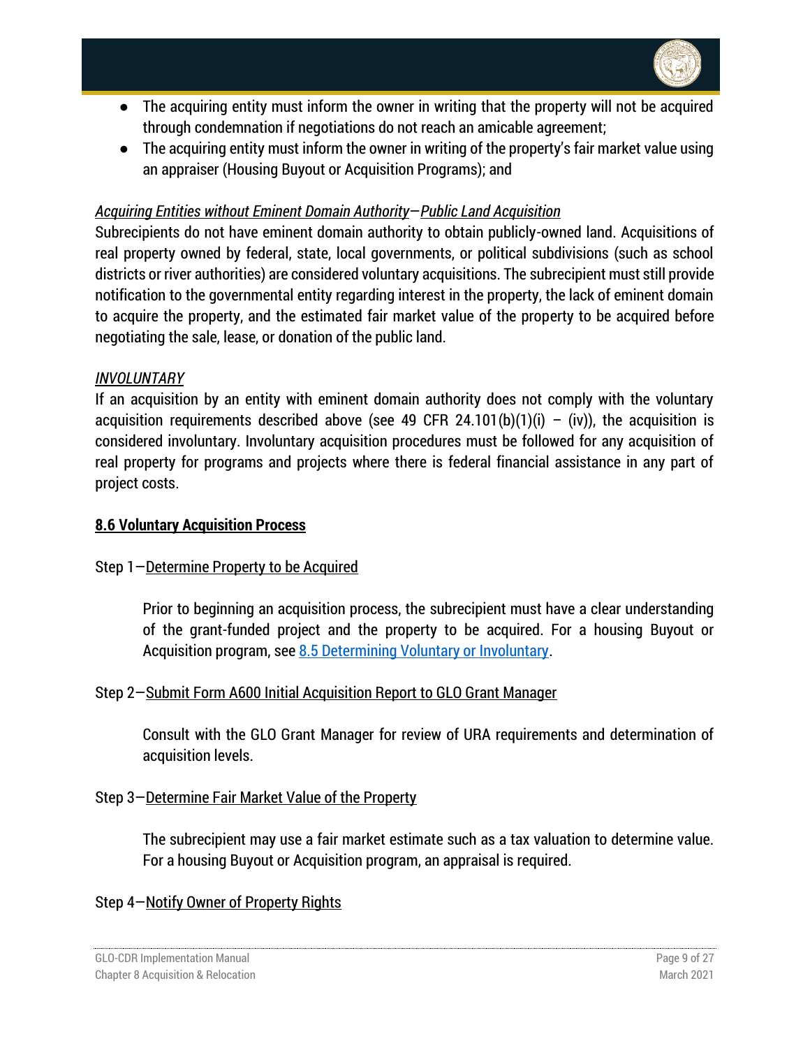- The acquiring entity must inform the owner in writing that the property will not be acquired through condemnation if negotiations do not reach an amicable agreement;
- The acquiring entity must inform the owner in writing of the property's fair market value using an appraiser (Housing Buyout or Acquisition Programs); and

*Acquiring Entities without Eminent Domain Authority*—*Public Land Acquisition*

Subrecipients do not have eminent domain authority to obtain publicly-owned land. Acquisitions of real property owned by federal, state, local governments, or political subdivisions (such as school districts or river authorities) are considered voluntary acquisitions. The subrecipient must still provide notification to the governmental entity regarding interest in the property, the lack of eminent domain to acquire the property, and the estimated fair market value of the property to be acquired before negotiating the sale, lease, or donation of the public land.

*INVOLUNTARY*

If an acquisition by an entity with eminent domain authority does not comply with the voluntary acquisition requirements described above (see 49 CFR 24.101(b)(1)(i) – (iv)), the acquisition is considered involuntary. Involuntary acquisition procedures must be followed for any acquisition of real property for programs and projects where there is federal financial assistance in any part of project costs.

## 8.6 Voluntary Acquisition Process

Step 1—Determine Property to be Acquired

Prior to beginning an acquisition process, the subrecipient must have a clear understanding of the grant-funded project and the property to be acquired. For a housing Buyout or Acquisition program, see 8.5 Determining Voluntary or Involuntary.

Step 2—Submit Form A600 Initial Acquisition Report to GLO Grant Manager

Consult with the GLO Grant Manager for review of URA requirements and determination of acquisition levels.

Step 3—Determine Fair Market Value of the Property

The subrecipient may use a fair market estimate such as a tax valuation to determine value. For a housing Buyout or Acquisition program, an appraisal is required.

Step 4—Notify Owner of Property Rights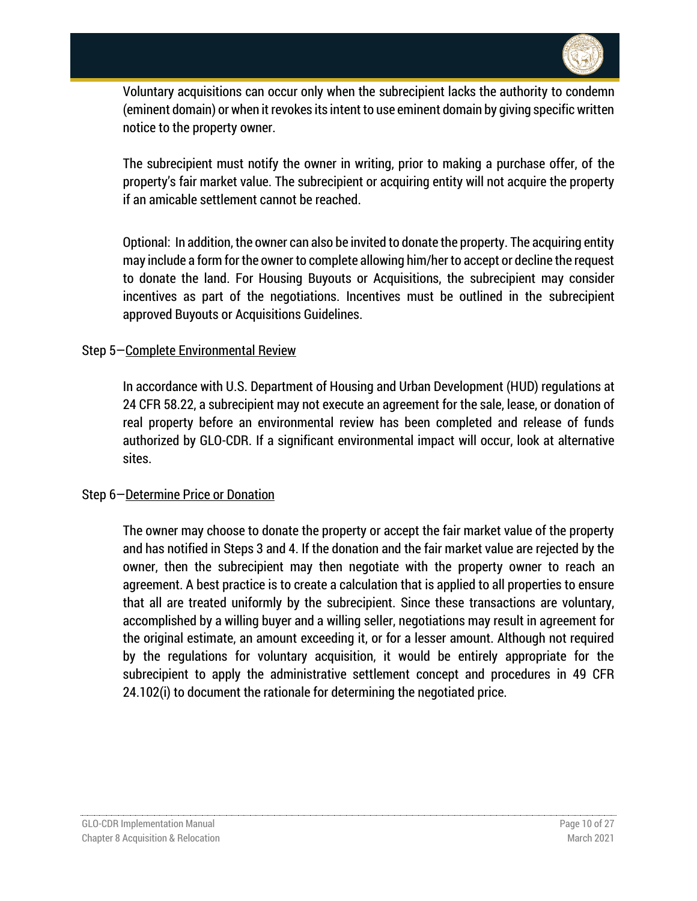Voluntary acquisitions can occur only when the subrecipient lacks the authority to condemn (eminent domain) or when it revokes its intent to use eminent domain by giving specific written notice to the property owner.

The subrecipient must notify the owner in writing, prior to making a purchase offer, of the property's fair market value. The subrecipient or acquiring entity will not acquire the property if an amicable settlement cannot be reached.

Optional: In addition, the owner can also be invited to donate the property. The acquiring entity may include a form for the owner to complete allowing him/her to accept or decline the request to donate the land. For Housing Buyouts or Acquisitions, the subrecipient may consider incentives as part of the negotiations. Incentives must be outlined in the subrecipient approved Buyouts or Acquisitions Guidelines.

Step 5—Complete Environmental Review

In accordance with U.S. Department of Housing and Urban Development (HUD) regulations at 24 CFR 58.22, a subrecipient may not execute an agreement for the sale, lease, or donation of real property before an environmental review has been completed and release of funds authorized by GLO-CDR. If a significant environmental impact will occur, look at alternative sites.

Step 6—Determine Price or Donation

The owner may choose to donate the property or accept the fair market value of the property and has notified in Steps 3 and 4. If the donation and the fair market value are rejected by the owner, then the subrecipient may then negotiate with the property owner to reach an agreement. A best practice is to create a calculation that is applied to all properties to ensure that all are treated uniformly by the subrecipient. Since these transactions are voluntary, accomplished by a willing buyer and a willing seller, negotiations may result in agreement for the original estimate, an amount exceeding it, or for a lesser amount. Although not required by the regulations for voluntary acquisition, it would be entirely appropriate for the subrecipient to apply the administrative settlement concept and procedures in 49 CFR 24.102(i) to document the rationale for determining the negotiated price.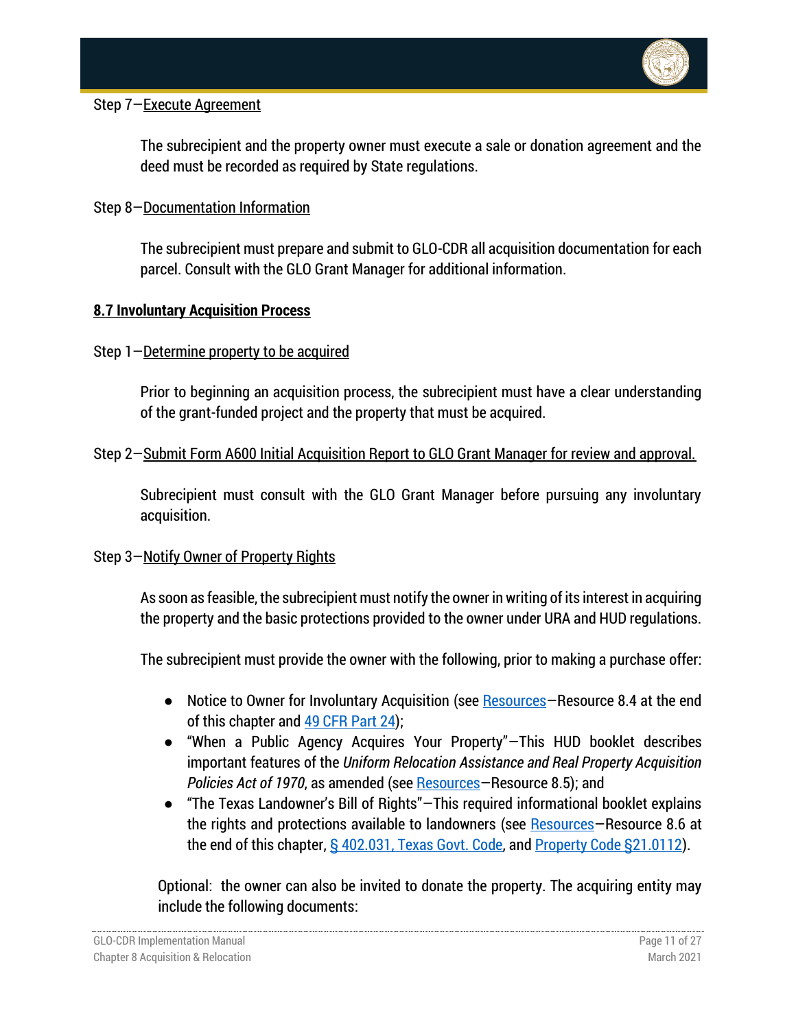Step 7—Execute Agreement

The subrecipient and the property owner must execute a sale or donation agreement and the deed must be recorded as required by State regulations.

Step 8—Documentation Information

The subrecipient must prepare and submit to GLO-CDR all acquisition documentation for each parcel. Consult with the GLO Grant Manager for additional information.

## 8.7 Involuntary Acquisition Process

Step 1—Determine property to be acquired

Prior to beginning an acquisition process, the subrecipient must have a clear understanding of the grant-funded project and the property that must be acquired.

Step 2—Submit Form A600 Initial Acquisition Report to GLO Grant Manager for review and approval.

Subrecipient must consult with the GLO Grant Manager before pursuing any involuntary acquisition.

Step 3—Notify Owner of Property Rights

As soon as feasible, the subrecipient must notify the owner in writing of its interest in acquiring the property and the basic protections provided to the owner under URA and HUD regulations.

The subrecipient must provide the owner with the following, prior to making a purchase offer:

- Notice to Owner for Involuntary Acquisition (see Resources—Resource 8.4 at the end of this chapter and 49 CFR Part 24);
- "When a Public Agency Acquires Your Property"—This HUD booklet describes important features of the *Uniform Relocation Assistance and Real Property Acquisition Policies Act of 1970*, as amended (see Resources—Resource 8.5); and
- "The Texas Landowner's Bill of Rights"—This required informational booklet explains the rights and protections available to landowners (see Resources—Resource 8.6 at the end of this chapter, § 402.031, Texas Govt. Code, and Property Code §21.0112).

Optional: the owner can also be invited to donate the property. The acquiring entity may include the following documents: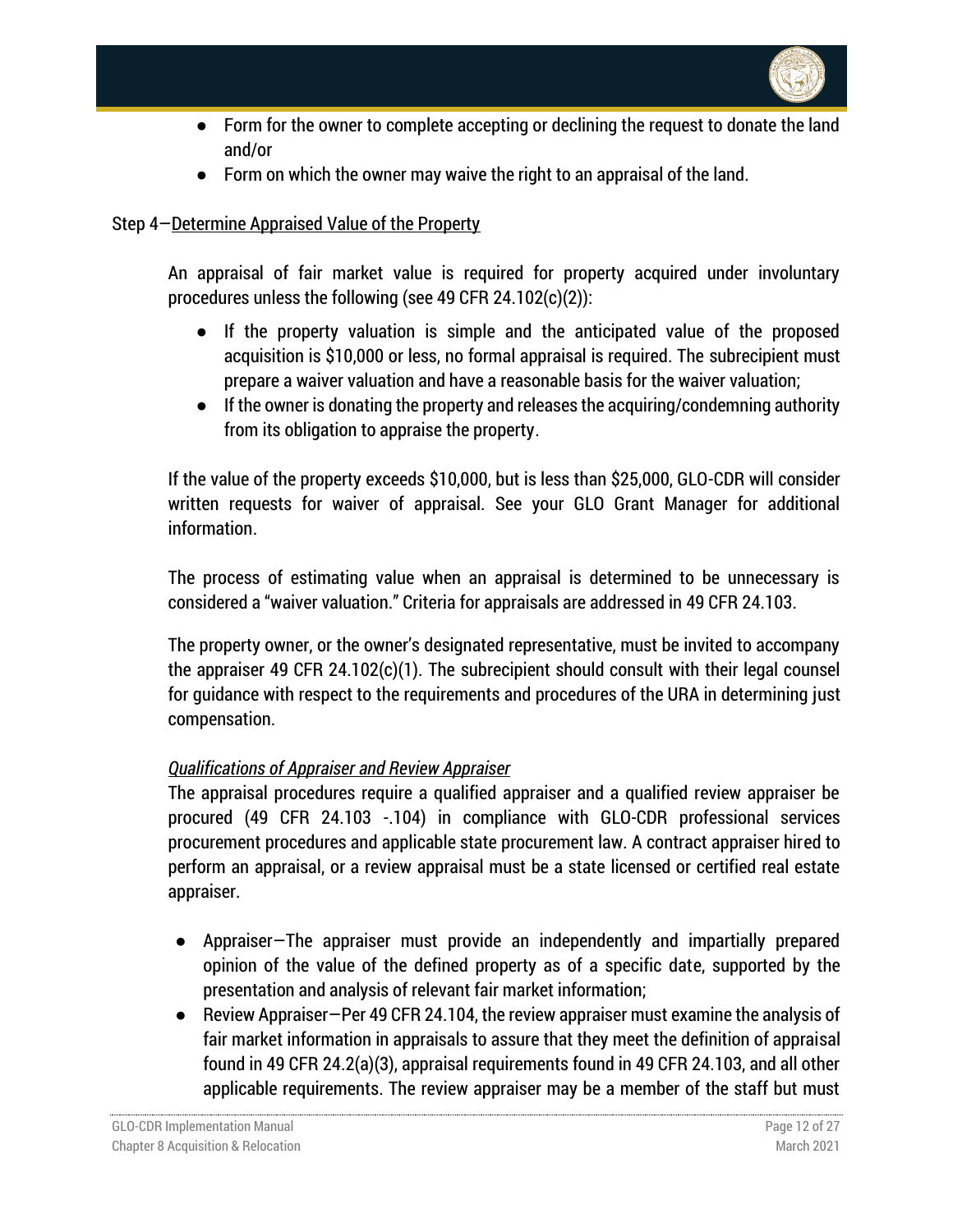- Form for the owner to complete accepting or declining the request to donate the land and/or
- Form on which the owner may waive the right to an appraisal of the land.

Step 4—<u>Determine Appraised Value of the Property</u>

An appraisal of fair market value is required for property acquired under involuntary procedures unless the following (see 49 CFR 24.102(c)(2)):

- If the property valuation is simple and the anticipated value of the proposed acquisition is $10,000 or less, no formal appraisal is required. The subrecipient must prepare a waiver valuation and have a reasonable basis for the waiver valuation;
- If the owner is donating the property and releases the acquiring/condemning authority from its obligation to appraise the property.

If the value of the property exceeds $10,000, but is less than $25,000, GLO-CDR will consider written requests for waiver of appraisal. See your GLO Grant Manager for additional information.

The process of estimating value when an appraisal is determined to be unnecessary is considered a "waiver valuation." Criteria for appraisals are addressed in 49 CFR 24.103.

The property owner, or the owner's designated representative, must be invited to accompany the appraiser 49 CFR 24.102(c)(1). The subrecipient should consult with their legal counsel for guidance with respect to the requirements and procedures of the URA in determining just compensation.

*<u>Qualifications of Appraiser and Review Appraiser</u>*

The appraisal procedures require a qualified appraiser and a qualified review appraiser be procured (49 CFR 24.103 -.104) in compliance with GLO-CDR professional services procurement procedures and applicable state procurement law. A contract appraiser hired to perform an appraisal, or a review appraisal must be a state licensed or certified real estate appraiser.

- Appraiser—The appraiser must provide an independently and impartially prepared opinion of the value of the defined property as of a specific date, supported by the presentation and analysis of relevant fair market information;
- Review Appraiser—Per 49 CFR 24.104, the review appraiser must examine the analysis of fair market information in appraisals to assure that they meet the definition of appraisal found in 49 CFR 24.2(a)(3), appraisal requirements found in 49 CFR 24.103, and all other applicable requirements. The review appraiser may be a member of the staff but must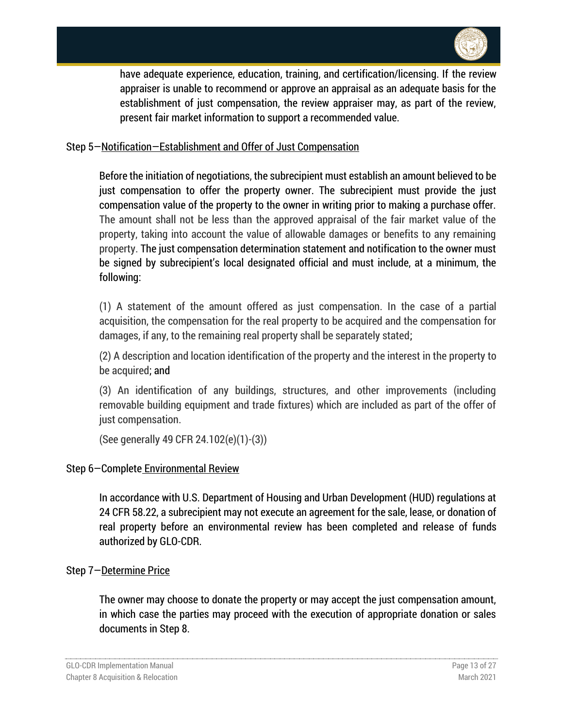have adequate experience, education, training, and certification/licensing. If the review appraiser is unable to recommend or approve an appraisal as an adequate basis for the establishment of just compensation, the review appraiser may, as part of the review, present fair market information to support a recommended value.

Step 5—Notification—Establishment and Offer of Just Compensation

Before the initiation of negotiations, the subrecipient must establish an amount believed to be just compensation to offer the property owner. The subrecipient must provide the just compensation value of the property to the owner in writing prior to making a purchase offer. The amount shall not be less than the approved appraisal of the fair market value of the property, taking into account the value of allowable damages or benefits to any remaining property. The just compensation determination statement and notification to the owner must be signed by subrecipient's local designated official and must include, at a minimum, the following:

(1) A statement of the amount offered as just compensation. In the case of a partial acquisition, the compensation for the real property to be acquired and the compensation for damages, if any, to the remaining real property shall be separately stated;

(2) A description and location identification of the property and the interest in the property to be acquired; and

(3) An identification of any buildings, structures, and other improvements (including removable building equipment and trade fixtures) which are included as part of the offer of just compensation.

(See generally 49 CFR 24.102(e)(1)-(3))

Step 6—Complete Environmental Review

In accordance with U.S. Department of Housing and Urban Development (HUD) regulations at 24 CFR 58.22, a subrecipient may not execute an agreement for the sale, lease, or donation of real property before an environmental review has been completed and release of funds authorized by GLO-CDR.

Step 7—Determine Price

The owner may choose to donate the property or may accept the just compensation amount, in which case the parties may proceed with the execution of appropriate donation or sales documents in Step 8.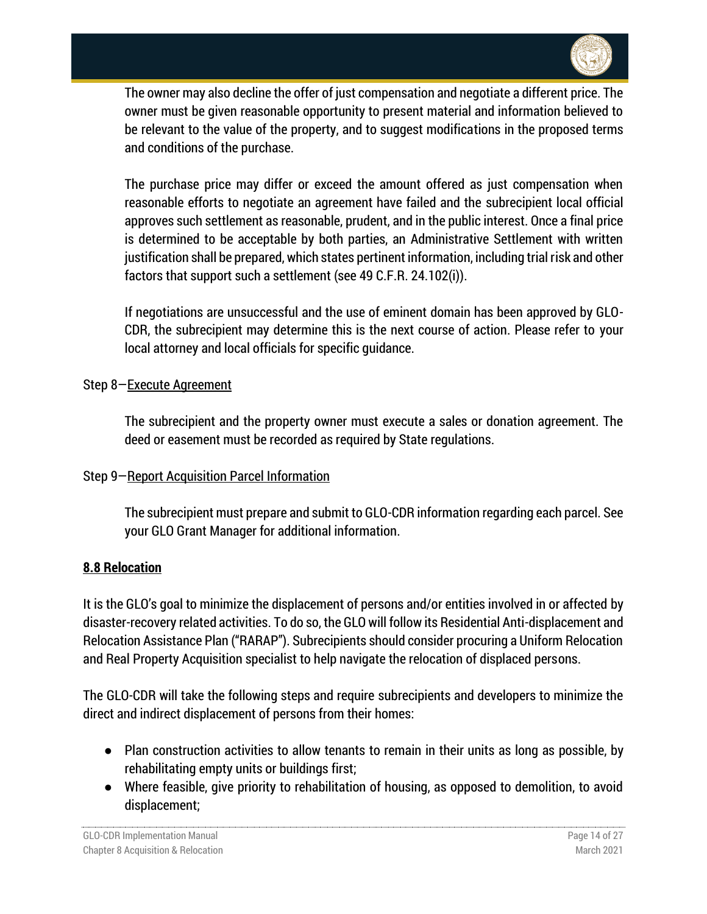The owner may also decline the offer of just compensation and negotiate a different price. The owner must be given reasonable opportunity to present material and information believed to be relevant to the value of the property, and to suggest modifications in the proposed terms and conditions of the purchase.

The purchase price may differ or exceed the amount offered as just compensation when reasonable efforts to negotiate an agreement have failed and the subrecipient local official approves such settlement as reasonable, prudent, and in the public interest. Once a final price is determined to be acceptable by both parties, an Administrative Settlement with written justification shall be prepared, which states pertinent information, including trial risk and other factors that support such a settlement (see 49 C.F.R. 24.102(i)).

If negotiations are unsuccessful and the use of eminent domain has been approved by GLO-CDR, the subrecipient may determine this is the next course of action. Please refer to your local attorney and local officials for specific guidance.

Step 8—Execute Agreement

The subrecipient and the property owner must execute a sales or donation agreement. The deed or easement must be recorded as required by State regulations.

Step 9—Report Acquisition Parcel Information

The subrecipient must prepare and submit to GLO-CDR information regarding each parcel. See your GLO Grant Manager for additional information.

## 8.8 Relocation

It is the GLO's goal to minimize the displacement of persons and/or entities involved in or affected by disaster-recovery related activities. To do so, the GLO will follow its Residential Anti-displacement and Relocation Assistance Plan ("RARAP"). Subrecipients should consider procuring a Uniform Relocation and Real Property Acquisition specialist to help navigate the relocation of displaced persons.

The GLO-CDR will take the following steps and require subrecipients and developers to minimize the direct and indirect displacement of persons from their homes:

- Plan construction activities to allow tenants to remain in their units as long as possible, by rehabilitating empty units or buildings first;
- Where feasible, give priority to rehabilitation of housing, as opposed to demolition, to avoid displacement;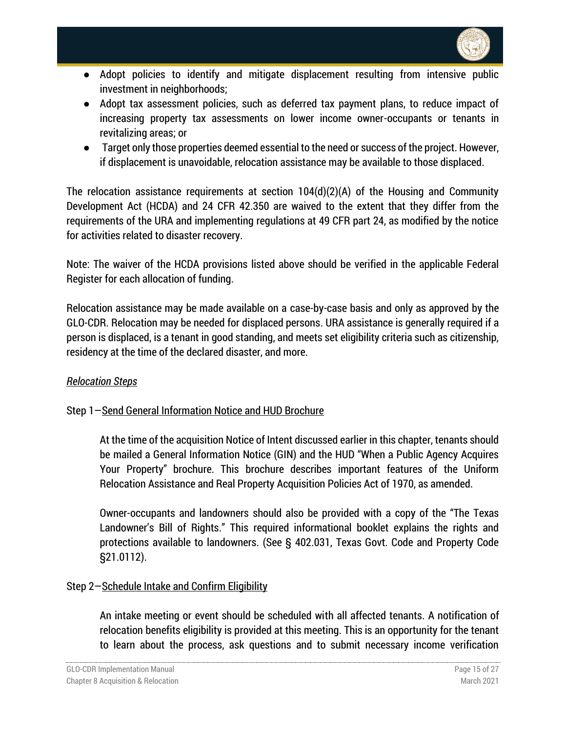- Adopt policies to identify and mitigate displacement resulting from intensive public investment in neighborhoods;
- Adopt tax assessment policies, such as deferred tax payment plans, to reduce impact of increasing property tax assessments on lower income owner-occupants or tenants in revitalizing areas; or
- Target only those properties deemed essential to the need or success of the project. However, if displacement is unavoidable, relocation assistance may be available to those displaced.

The relocation assistance requirements at section 104(d)(2)(A) of the Housing and Community Development Act (HCDA) and 24 CFR 42.350 are waived to the extent that they differ from the requirements of the URA and implementing regulations at 49 CFR part 24, as modified by the notice for activities related to disaster recovery.

Note: The waiver of the HCDA provisions listed above should be verified in the applicable Federal Register for each allocation of funding.

Relocation assistance may be made available on a case-by-case basis and only as approved by the GLO-CDR. Relocation may be needed for displaced persons. URA assistance is generally required if a person is displaced, is a tenant in good standing, and meets set eligibility criteria such as citizenship, residency at the time of the declared disaster, and more.

*Relocation Steps*

Step 1—Send General Information Notice and HUD Brochure

At the time of the acquisition Notice of Intent discussed earlier in this chapter, tenants should be mailed a General Information Notice (GIN) and the HUD "When a Public Agency Acquires Your Property" brochure. This brochure describes important features of the Uniform Relocation Assistance and Real Property Acquisition Policies Act of 1970, as amended.

Owner-occupants and landowners should also be provided with a copy of the "The Texas Landowner's Bill of Rights." This required informational booklet explains the rights and protections available to landowners. (See § 402.031, Texas Govt. Code and Property Code §21.0112).

Step 2—Schedule Intake and Confirm Eligibility

An intake meeting or event should be scheduled with all affected tenants. A notification of relocation benefits eligibility is provided at this meeting. This is an opportunity for the tenant to learn about the process, ask questions and to submit necessary income verification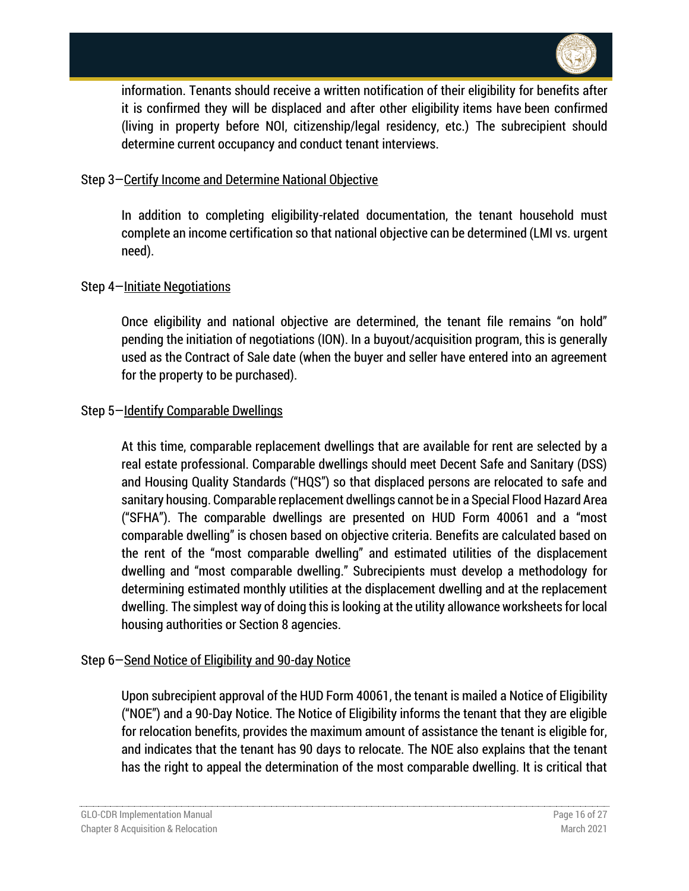information. Tenants should receive a written notification of their eligibility for benefits after it is confirmed they will be displaced and after other eligibility items have been confirmed (living in property before NOI, citizenship/legal residency, etc.) The subrecipient should determine current occupancy and conduct tenant interviews.

Step 3—Certify Income and Determine National Objective

In addition to completing eligibility-related documentation, the tenant household must complete an income certification so that national objective can be determined (LMI vs. urgent need).

Step 4—Initiate Negotiations

Once eligibility and national objective are determined, the tenant file remains "on hold" pending the initiation of negotiations (ION). In a buyout/acquisition program, this is generally used as the Contract of Sale date (when the buyer and seller have entered into an agreement for the property to be purchased).

Step 5—Identify Comparable Dwellings

At this time, comparable replacement dwellings that are available for rent are selected by a real estate professional. Comparable dwellings should meet Decent Safe and Sanitary (DSS) and Housing Quality Standards ("HQS") so that displaced persons are relocated to safe and sanitary housing. Comparable replacement dwellings cannot be in a Special Flood Hazard Area ("SFHA"). The comparable dwellings are presented on HUD Form 40061 and a "most comparable dwelling" is chosen based on objective criteria. Benefits are calculated based on the rent of the "most comparable dwelling" and estimated utilities of the displacement dwelling and "most comparable dwelling." Subrecipients must develop a methodology for determining estimated monthly utilities at the displacement dwelling and at the replacement dwelling. The simplest way of doing this is looking at the utility allowance worksheets for local housing authorities or Section 8 agencies.

Step 6—Send Notice of Eligibility and 90-day Notice

Upon subrecipient approval of the HUD Form 40061, the tenant is mailed a Notice of Eligibility ("NOE") and a 90-Day Notice. The Notice of Eligibility informs the tenant that they are eligible for relocation benefits, provides the maximum amount of assistance the tenant is eligible for, and indicates that the tenant has 90 days to relocate. The NOE also explains that the tenant has the right to appeal the determination of the most comparable dwelling. It is critical that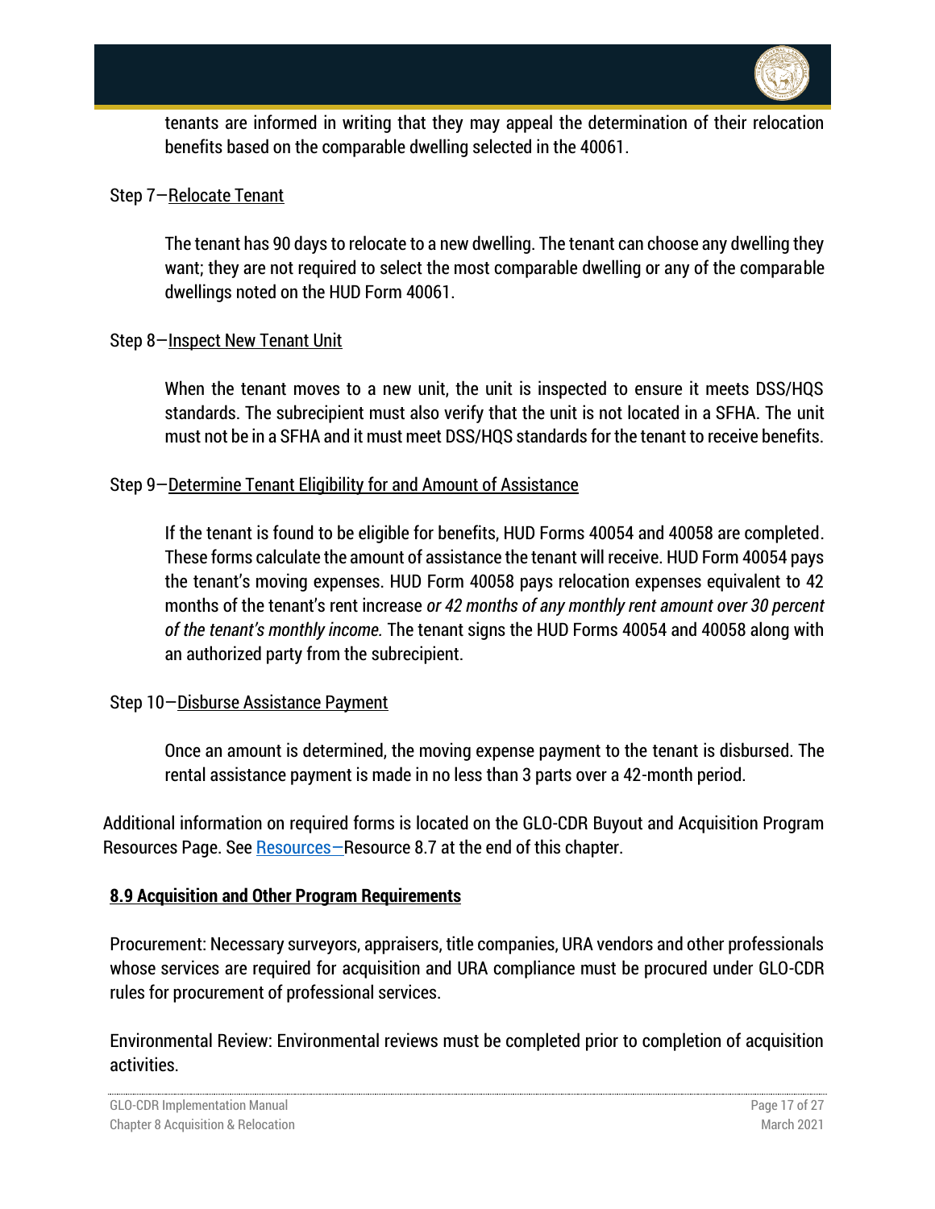tenants are informed in writing that they may appeal the determination of their relocation benefits based on the comparable dwelling selected in the 40061.

Step 7—Relocate Tenant

The tenant has 90 days to relocate to a new dwelling. The tenant can choose any dwelling they want; they are not required to select the most comparable dwelling or any of the comparable dwellings noted on the HUD Form 40061.

Step 8—Inspect New Tenant Unit

When the tenant moves to a new unit, the unit is inspected to ensure it meets DSS/HQS standards. The subrecipient must also verify that the unit is not located in a SFHA. The unit must not be in a SFHA and it must meet DSS/HQS standards for the tenant to receive benefits.

Step 9—Determine Tenant Eligibility for and Amount of Assistance

If the tenant is found to be eligible for benefits, HUD Forms 40054 and 40058 are completed. These forms calculate the amount of assistance the tenant will receive. HUD Form 40054 pays the tenant's moving expenses. HUD Form 40058 pays relocation expenses equivalent to 42 months of the tenant's rent increase *or 42 months of any monthly rent amount over 30 percent of the tenant's monthly income.* The tenant signs the HUD Forms 40054 and 40058 along with an authorized party from the subrecipient.

Step 10—Disburse Assistance Payment

Once an amount is determined, the moving expense payment to the tenant is disbursed. The rental assistance payment is made in no less than 3 parts over a 42-month period.

Additional information on required forms is located on the GLO-CDR Buyout and Acquisition Program Resources Page. See Resources—Resource 8.7 at the end of this chapter.

## 8.9 Acquisition and Other Program Requirements

Procurement: Necessary surveyors, appraisers, title companies, URA vendors and other professionals whose services are required for acquisition and URA compliance must be procured under GLO-CDR rules for procurement of professional services.

Environmental Review: Environmental reviews must be completed prior to completion of acquisition activities.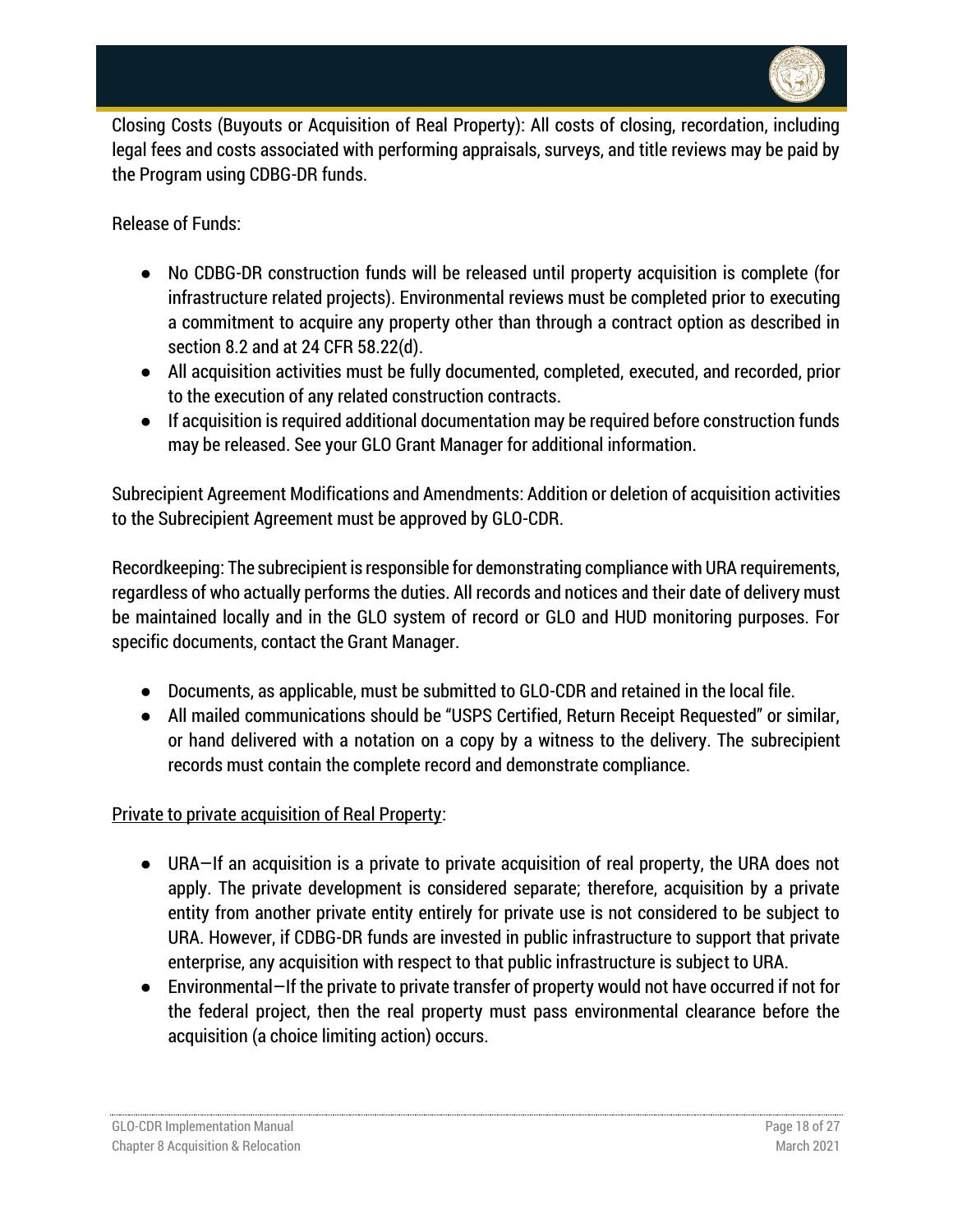Closing Costs (Buyouts or Acquisition of Real Property): All costs of closing, recordation, including legal fees and costs associated with performing appraisals, surveys, and title reviews may be paid by the Program using CDBG-DR funds.

Release of Funds:

- No CDBG-DR construction funds will be released until property acquisition is complete (for infrastructure related projects). Environmental reviews must be completed prior to executing a commitment to acquire any property other than through a contract option as described in section 8.2 and at 24 CFR 58.22(d).
- All acquisition activities must be fully documented, completed, executed, and recorded, prior to the execution of any related construction contracts.
- If acquisition is required additional documentation may be required before construction funds may be released. See your GLO Grant Manager for additional information.

Subrecipient Agreement Modifications and Amendments: Addition or deletion of acquisition activities to the Subrecipient Agreement must be approved by GLO-CDR.

Recordkeeping: The subrecipient is responsible for demonstrating compliance with URA requirements, regardless of who actually performs the duties. All records and notices and their date of delivery must be maintained locally and in the GLO system of record or GLO and HUD monitoring purposes. For specific documents, contact the Grant Manager.

- Documents, as applicable, must be submitted to GLO-CDR and retained in the local file.
- All mailed communications should be "USPS Certified, Return Receipt Requested" or similar, or hand delivered with a notation on a copy by a witness to the delivery. The subrecipient records must contain the complete record and demonstrate compliance.

<u>Private to private acquisition of Real Property</u>:

- URA—If an acquisition is a private to private acquisition of real property, the URA does not apply. The private development is considered separate; therefore, acquisition by a private entity from another private entity entirely for private use is not considered to be subject to URA. However, if CDBG-DR funds are invested in public infrastructure to support that private enterprise, any acquisition with respect to that public infrastructure is subject to URA.
- Environmental—If the private to private transfer of property would not have occurred if not for the federal project, then the real property must pass environmental clearance before the acquisition (a choice limiting action) occurs.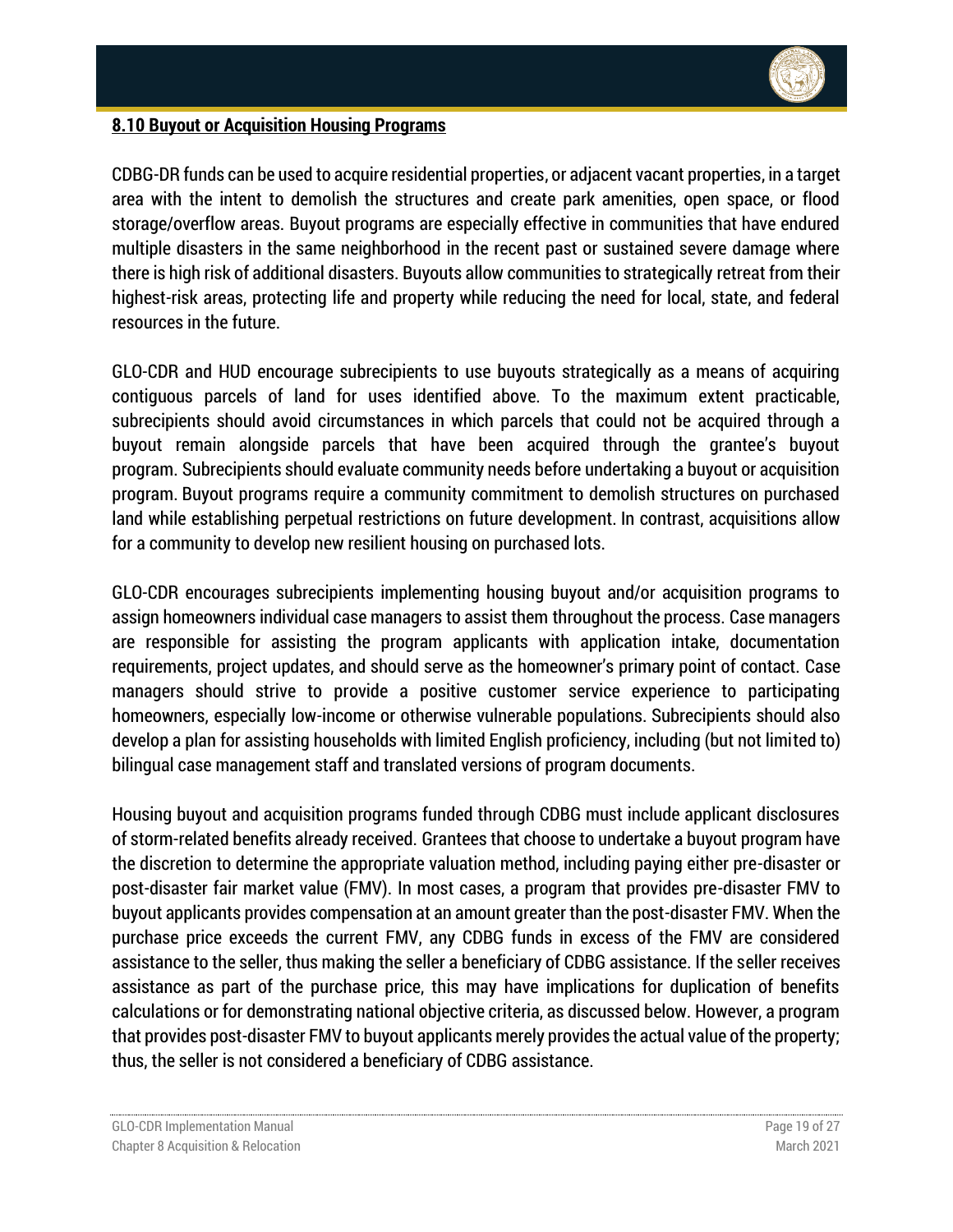## 8.10 Buyout or Acquisition Housing Programs

CDBG-DR funds can be used to acquire residential properties, or adjacent vacant properties, in a target area with the intent to demolish the structures and create park amenities, open space, or flood storage/overflow areas. Buyout programs are especially effective in communities that have endured multiple disasters in the same neighborhood in the recent past or sustained severe damage where there is high risk of additional disasters. Buyouts allow communities to strategically retreat from their highest-risk areas, protecting life and property while reducing the need for local, state, and federal resources in the future.

GLO-CDR and HUD encourage subrecipients to use buyouts strategically as a means of acquiring contiguous parcels of land for uses identified above. To the maximum extent practicable, subrecipients should avoid circumstances in which parcels that could not be acquired through a buyout remain alongside parcels that have been acquired through the grantee's buyout program. Subrecipients should evaluate community needs before undertaking a buyout or acquisition program. Buyout programs require a community commitment to demolish structures on purchased land while establishing perpetual restrictions on future development. In contrast, acquisitions allow for a community to develop new resilient housing on purchased lots.

GLO-CDR encourages subrecipients implementing housing buyout and/or acquisition programs to assign homeowners individual case managers to assist them throughout the process. Case managers are responsible for assisting the program applicants with application intake, documentation requirements, project updates, and should serve as the homeowner's primary point of contact. Case managers should strive to provide a positive customer service experience to participating homeowners, especially low-income or otherwise vulnerable populations. Subrecipients should also develop a plan for assisting households with limited English proficiency, including (but not limited to) bilingual case management staff and translated versions of program documents.

Housing buyout and acquisition programs funded through CDBG must include applicant disclosures of storm-related benefits already received. Grantees that choose to undertake a buyout program have the discretion to determine the appropriate valuation method, including paying either pre-disaster or post-disaster fair market value (FMV). In most cases, a program that provides pre-disaster FMV to buyout applicants provides compensation at an amount greater than the post-disaster FMV. When the purchase price exceeds the current FMV, any CDBG funds in excess of the FMV are considered assistance to the seller, thus making the seller a beneficiary of CDBG assistance. If the seller receives assistance as part of the purchase price, this may have implications for duplication of benefits calculations or for demonstrating national objective criteria, as discussed below. However, a program that provides post-disaster FMV to buyout applicants merely provides the actual value of the property; thus, the seller is not considered a beneficiary of CDBG assistance.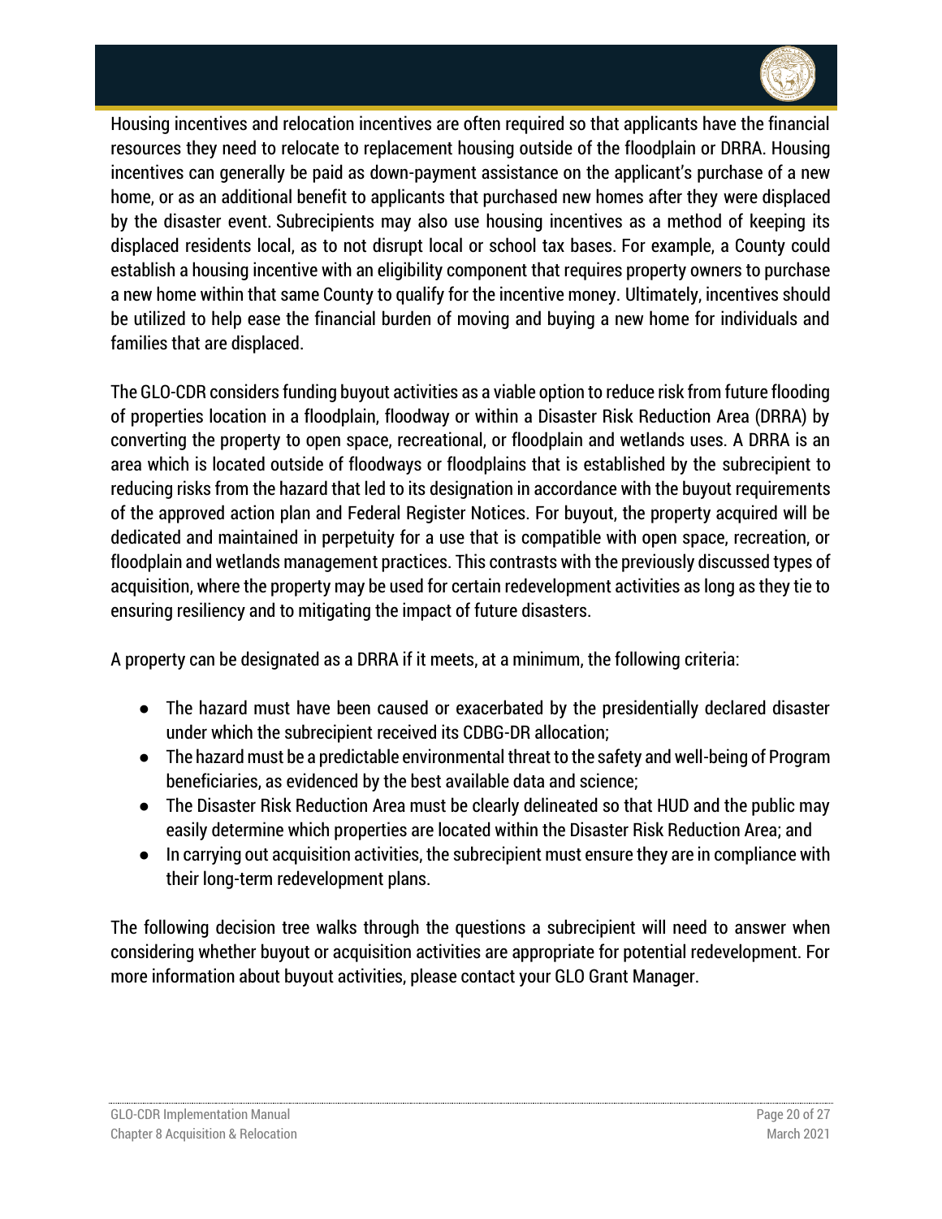Housing incentives and relocation incentives are often required so that applicants have the financial resources they need to relocate to replacement housing outside of the floodplain or DRRA. Housing incentives can generally be paid as down-payment assistance on the applicant's purchase of a new home, or as an additional benefit to applicants that purchased new homes after they were displaced by the disaster event. Subrecipients may also use housing incentives as a method of keeping its displaced residents local, as to not disrupt local or school tax bases. For example, a County could establish a housing incentive with an eligibility component that requires property owners to purchase a new home within that same County to qualify for the incentive money. Ultimately, incentives should be utilized to help ease the financial burden of moving and buying a new home for individuals and families that are displaced.

The GLO-CDR considers funding buyout activities as a viable option to reduce risk from future flooding of properties location in a floodplain, floodway or within a Disaster Risk Reduction Area (DRRA) by converting the property to open space, recreational, or floodplain and wetlands uses. A DRRA is an area which is located outside of floodways or floodplains that is established by the subrecipient to reducing risks from the hazard that led to its designation in accordance with the buyout requirements of the approved action plan and Federal Register Notices. For buyout, the property acquired will be dedicated and maintained in perpetuity for a use that is compatible with open space, recreation, or floodplain and wetlands management practices. This contrasts with the previously discussed types of acquisition, where the property may be used for certain redevelopment activities as long as they tie to ensuring resiliency and to mitigating the impact of future disasters.

A property can be designated as a DRRA if it meets, at a minimum, the following criteria:

- The hazard must have been caused or exacerbated by the presidentially declared disaster under which the subrecipient received its CDBG-DR allocation;
- The hazard must be a predictable environmental threat to the safety and well-being of Program beneficiaries, as evidenced by the best available data and science;
- The Disaster Risk Reduction Area must be clearly delineated so that HUD and the public may easily determine which properties are located within the Disaster Risk Reduction Area; and
- In carrying out acquisition activities, the subrecipient must ensure they are in compliance with their long-term redevelopment plans.

The following decision tree walks through the questions a subrecipient will need to answer when considering whether buyout or acquisition activities are appropriate for potential redevelopment. For more information about buyout activities, please contact your GLO Grant Manager.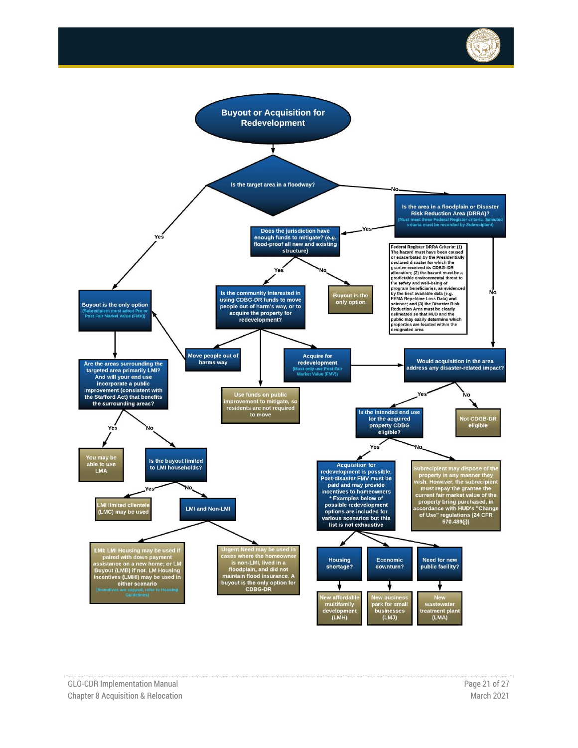# Buyout or Acquisition for Redevelopment

**Is the target area in a floodway?**

- **Yes** → **Buyout is the only option** (Subrecipient must adopt Pre or Post Fair Market Value (FMV))
  - **Are the areas surrounding the targeted area primarily LMI? And will your end use incorporate a public improvement (consistent with the Stafford Act) that benefits the surrounding areas?**
    - **Yes** → You may be able to use LMA
    - **No** → **Is the buyout limited to LMI households?**
      - **Yes** → LMI limited clientele (LMC) may be used
      - **No** → **LMI and Non-LMI**
        - LMI: LMI Housing may be used if paired with down payment assistance on a new home; or LM Buyout (LMB) if not. LM Housing Incentives (LMHI) may be used in either scenario (Incentives are capped, refer to Housing Guidelines)
        - Urgent Need may be used in cases where the homeowner is non-LMI, lived in a floodplain, and did not maintain flood insurance. A buyout is the only option for CDBG-DR
- **No** → **Is the area in a floodplain or Disaster Risk Reduction Area (DRRA)?** (Must meet three Federal Register criteria. Selected criteria must be recorded by Subrecipient)
  - **Yes** → **Does the jurisdiction have enough funds to mitigate? (e.g. flood-proof all new and existing structure)**
    - **No** → Buyout is the only option
    - **Yes** → **Is the community interested in using CDBG-DR funds to move people out of harm's way, or to acquire the property for redevelopment?**
      - Move people out of harms way → Buyout is the only option
      - Use funds on public improvement to mitigate, so residents are not required to move
      - Acquire for redevelopment (Must only use Post Fair Market Value (FMV)) → Would acquisition in the area address any disaster-related impact?
  - **No** → **Would acquisition in the area address any disaster-related impact?**
    - **No** → Not CDBG-DR eligible
    - **Yes** → **Is the intended end use for the acquired property CDBG eligible?**
      - **No** → Subrecipient may dispose of the property in any manner they wish. However, the subrecipient must repay the grantee the current fair market value of the property bring purchased, in accordance with HUD's "Change of Use" regulations (24 CFR 570.489(j))
      - **Yes** → Acquisition for redevelopment is possible. Post-disaster FMV must be paid and may provide incentives to homeowners * Examples below of possible redevelopment options are included for various scenarios but this list is not exhaustive
        - Housing shortage? → New affordable multifamily development (LMH)
        - Economic downturn? → New business park for small businesses (LMJ)
        - Need for new public facility? → New wastewater treatment plant (LMA)

Federal Register DRRA Criteria: (1) The hazard must have been caused or exacerbated by the Presidentially declared disaster for which the grantee received its CDBG–DR allocation; (2) the hazard must be a predictable environmental threat to the safety and well-being of program beneficiaries, as evidenced by the best available data (e.g. FEMA Repetitive Loss Data) and science; and (3) the Disaster Risk Reduction Area must be clearly delineated so that HUD and the public may easily determine which properties are located within the designated area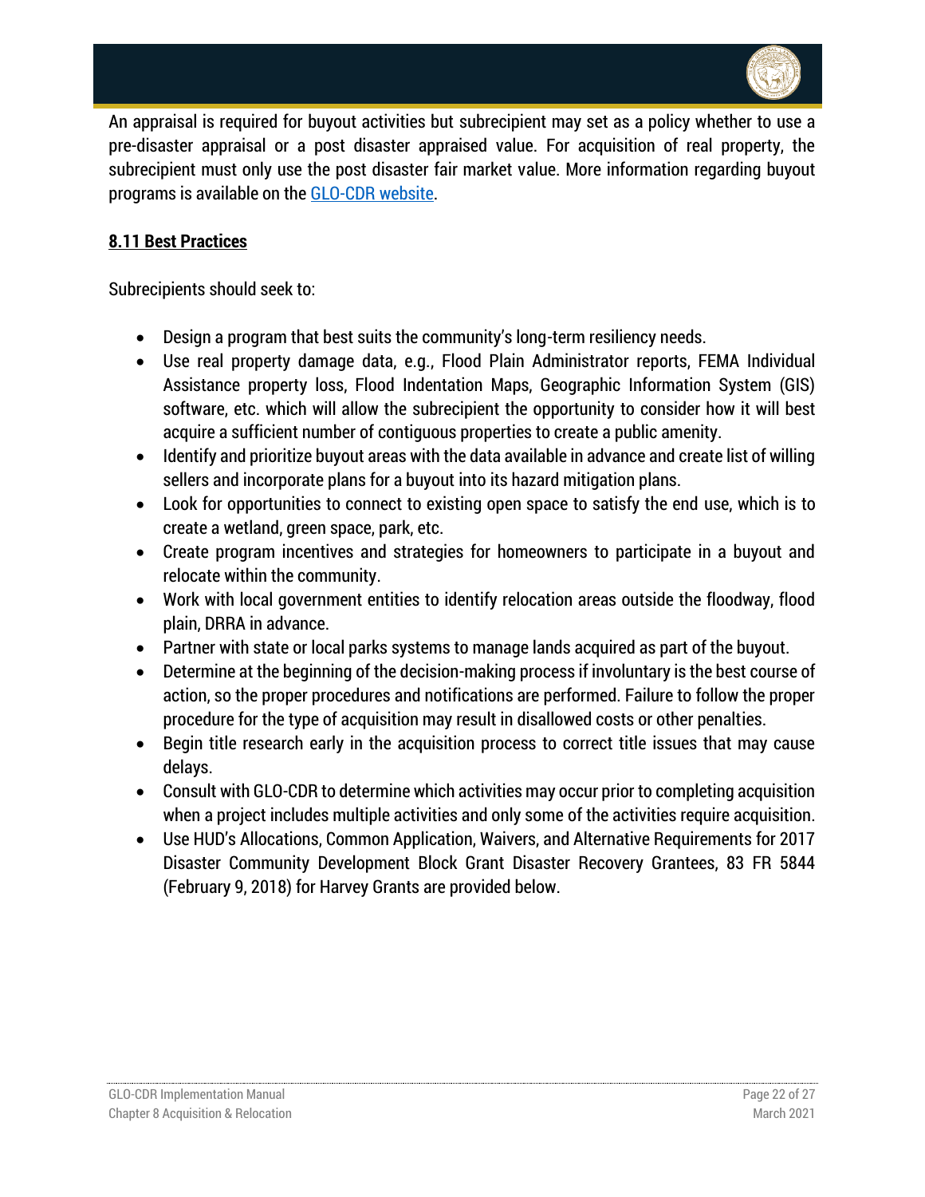An appraisal is required for buyout activities but subrecipient may set as a policy whether to use a pre-disaster appraisal or a post disaster appraised value. For acquisition of real property, the subrecipient must only use the post disaster fair market value. More information regarding buyout programs is available on the [GLO-CDR website](GLO-CDR website).

**8.11 Best Practices**

Subrecipients should seek to:

- Design a program that best suits the community's long-term resiliency needs.
- Use real property damage data, e.g., Flood Plain Administrator reports, FEMA Individual Assistance property loss, Flood Indentation Maps, Geographic Information System (GIS) software, etc. which will allow the subrecipient the opportunity to consider how it will best acquire a sufficient number of contiguous properties to create a public amenity.
- Identify and prioritize buyout areas with the data available in advance and create list of willing sellers and incorporate plans for a buyout into its hazard mitigation plans.
- Look for opportunities to connect to existing open space to satisfy the end use, which is to create a wetland, green space, park, etc.
- Create program incentives and strategies for homeowners to participate in a buyout and relocate within the community.
- Work with local government entities to identify relocation areas outside the floodway, flood plain, DRRA in advance.
- Partner with state or local parks systems to manage lands acquired as part of the buyout.
- Determine at the beginning of the decision-making process if involuntary is the best course of action, so the proper procedures and notifications are performed. Failure to follow the proper procedure for the type of acquisition may result in disallowed costs or other penalties.
- Begin title research early in the acquisition process to correct title issues that may cause delays.
- Consult with GLO-CDR to determine which activities may occur prior to completing acquisition when a project includes multiple activities and only some of the activities require acquisition.
- Use HUD's Allocations, Common Application, Waivers, and Alternative Requirements for 2017 Disaster Community Development Block Grant Disaster Recovery Grantees, 83 FR 5844 (February 9, 2018) for Harvey Grants are provided below.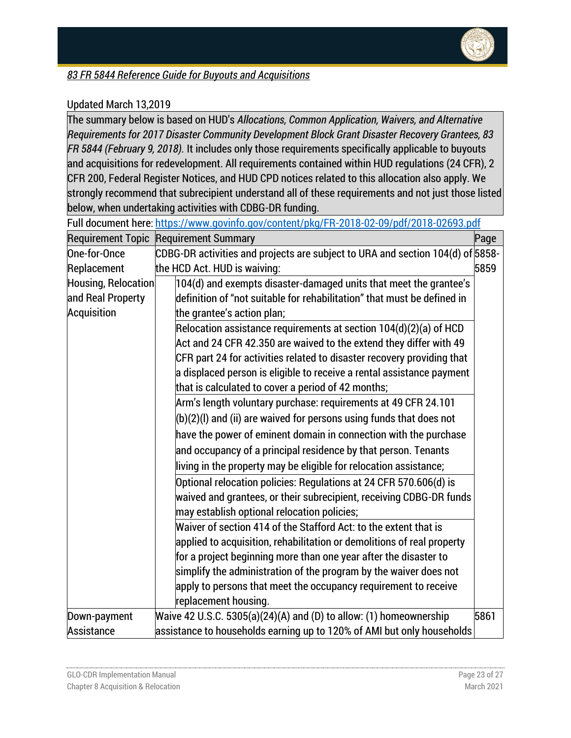*83 FR 5844 Reference Guide for Buyouts and Acquisitions*

Updated March 13,2019

The summary below is based on HUD's *Allocations, Common Application, Waivers, and Alternative Requirements for 2017 Disaster Community Development Block Grant Disaster Recovery Grantees, 83 FR 5844 (February 9, 2018).* It includes only those requirements specifically applicable to buyouts and acquisitions for redevelopment. All requirements contained within HUD regulations (24 CFR), 2 CFR 200, Federal Register Notices, and HUD CPD notices related to this allocation also apply. We strongly recommend that subrecipient understand all of these requirements and not just those listed below, when undertaking activities with CDBG-DR funding.

Full document here: https://www.govinfo.gov/content/pkg/FR-2018-02-09/pdf/2018-02693.pdf

| Requirement Topic | Requirement Summary | Page |
|---|---|---|
| One-for-Once Replacement Housing, Relocation and Real Property Acquisition | CDBG-DR activities and projects are subject to URA and section 104(d) of the HCD Act. HUD is waiving:<br>- 104(d) and exempts disaster-damaged units that meet the grantee's definition of "not suitable for rehabilitation" that must be defined in the grantee's action plan;<br>- Relocation assistance requirements at section 104(d)(2)(a) of HCD Act and 24 CFR 42.350 are waived to the extend they differ with 49 CFR part 24 for activities related to disaster recovery providing that a displaced person is eligible to receive a rental assistance payment that is calculated to cover a period of 42 months;<br>- Arm's length voluntary purchase: requirements at 49 CFR 24.101 (b)(2)(I) and (ii) are waived for persons using funds that does not have the power of eminent domain in connection with the purchase and occupancy of a principal residence by that person. Tenants living in the property may be eligible for relocation assistance;<br>- Optional relocation policies: Regulations at 24 CFR 570.606(d) is waived and grantees, or their subrecipient, receiving CDBG-DR funds may establish optional relocation policies;<br>- Waiver of section 414 of the Stafford Act: to the extent that is applied to acquisition, rehabilitation or demolitions of real property for a project beginning more than one year after the disaster to simplify the administration of the program by the waiver does not apply to persons that meet the occupancy requirement to receive replacement housing. | 5858-5859 |
| Down-payment Assistance | Waive 42 U.S.C. 5305(a)(24)(A) and (D) to allow: (1) homeownership assistance to households earning up to 120% of AMI but only households | 5861 |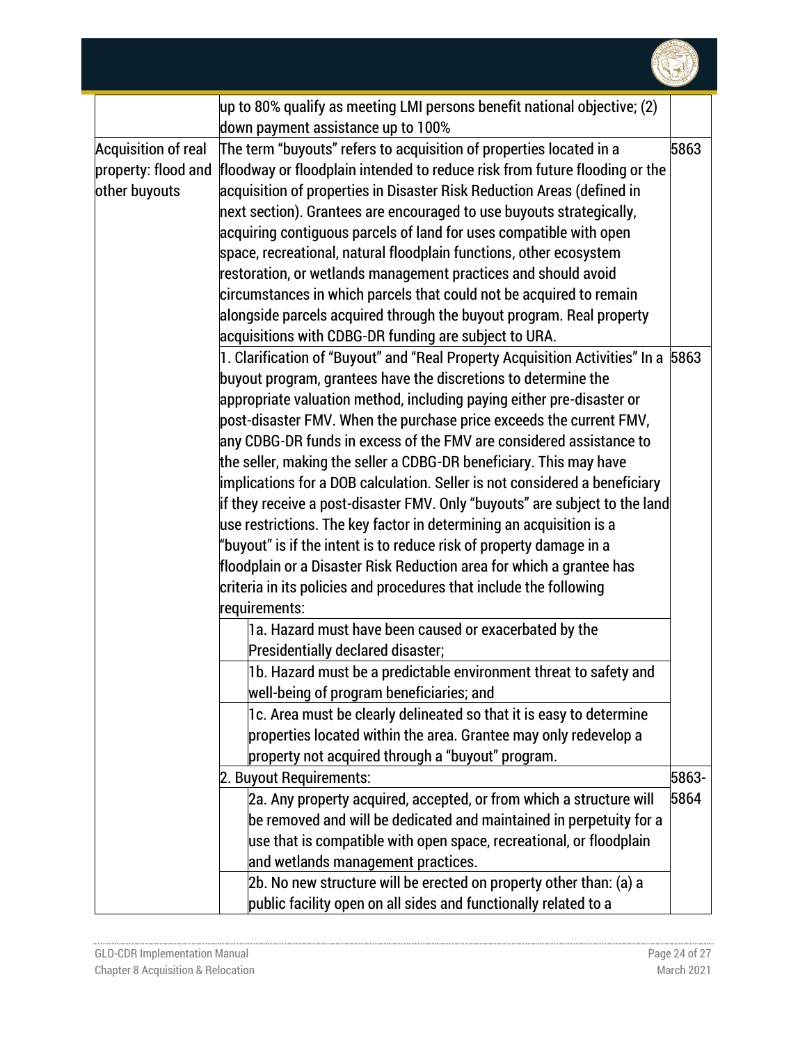| | | |
|---|---|---|
| | up to 80% qualify as meeting LMI persons benefit national objective; (2) down payment assistance up to 100% | |
| Acquisition of real property: flood and other buyouts | The term "buyouts" refers to acquisition of properties located in a floodway or floodplain intended to reduce risk from future flooding or the acquisition of properties in Disaster Risk Reduction Areas (defined in next section). Grantees are encouraged to use buyouts strategically, acquiring contiguous parcels of land for uses compatible with open space, recreational, natural floodplain functions, other ecosystem restoration, or wetlands management practices and should avoid circumstances in which parcels that could not be acquired to remain alongside parcels acquired through the buyout program. Real property acquisitions with CDBG-DR funding are subject to URA. | 5863 |
| | 1. Clarification of "Buyout" and "Real Property Acquisition Activities" In a buyout program, grantees have the discretions to determine the appropriate valuation method, including paying either pre-disaster or post-disaster FMV. When the purchase price exceeds the current FMV, any CDBG-DR funds in excess of the FMV are considered assistance to the seller, making the seller a CDBG-DR beneficiary. This may have implications for a DOB calculation. Seller is not considered a beneficiary if they receive a post-disaster FMV. Only "buyouts" are subject to the land use restrictions. The key factor in determining an acquisition is a "buyout" is if the intent is to reduce risk of property damage in a floodplain or a Disaster Risk Reduction area for which a grantee has criteria in its policies and procedures that include the following requirements:<br>1a. Hazard must have been caused or exacerbated by the Presidentially declared disaster;<br>1b. Hazard must be a predictable environment threat to safety and well-being of program beneficiaries; and<br>1c. Area must be clearly delineated so that it is easy to determine properties located within the area. Grantee may only redevelop a property not acquired through a "buyout" program. | 5863 |
| | 2. Buyout Requirements:<br>2a. Any property acquired, accepted, or from which a structure will be removed and will be dedicated and maintained in perpetuity for a use that is compatible with open space, recreational, or floodplain and wetlands management practices.<br>2b. No new structure will be erected on property other than: (a) a public facility open on all sides and functionally related to a | 5863-5864 |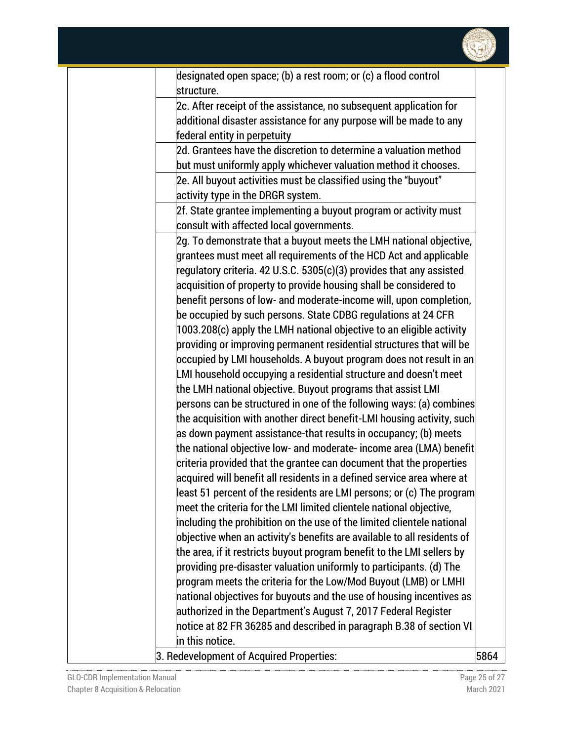| | | |
|---|---|---|
| | designated open space; (b) a rest room; or (c) a flood control structure. | |
| | 2c. After receipt of the assistance, no subsequent application for additional disaster assistance for any purpose will be made to any federal entity in perpetuity | |
| | 2d. Grantees have the discretion to determine a valuation method but must uniformly apply whichever valuation method it chooses. | |
| | 2e. All buyout activities must be classified using the "buyout" activity type in the DRGR system. | |
| | 2f. State grantee implementing a buyout program or activity must consult with affected local governments. | |
| | 2g. To demonstrate that a buyout meets the LMH national objective, grantees must meet all requirements of the HCD Act and applicable regulatory criteria. 42 U.S.C. 5305(c)(3) provides that any assisted acquisition of property to provide housing shall be considered to benefit persons of low- and moderate-income will, upon completion, be occupied by such persons. State CDBG regulations at 24 CFR 1003.208(c) apply the LMH national objective to an eligible activity providing or improving permanent residential structures that will be occupied by LMI households. A buyout program does not result in an LMI household occupying a residential structure and doesn't meet the LMH national objective. Buyout programs that assist LMI persons can be structured in one of the following ways: (a) combines the acquisition with another direct benefit-LMI housing activity, such as down payment assistance-that results in occupancy; (b) meets the national objective low- and moderate- income area (LMA) benefit criteria provided that the grantee can document that the properties acquired will benefit all residents in a defined service area where at least 51 percent of the residents are LMI persons; or (c) The program meet the criteria for the LMI limited clientele national objective, including the prohibition on the use of the limited clientele national objective when an activity's benefits are available to all residents of the area, if it restricts buyout program benefit to the LMI sellers by providing pre-disaster valuation uniformly to participants. (d) The program meets the criteria for the Low/Mod Buyout (LMB) or LMHI national objectives for buyouts and the use of housing incentives as authorized in the Department's August 7, 2017 Federal Register notice at 82 FR 36285 and described in paragraph B.38 of section VI in this notice. | |
| | 3. Redevelopment of Acquired Properties: | 5864 |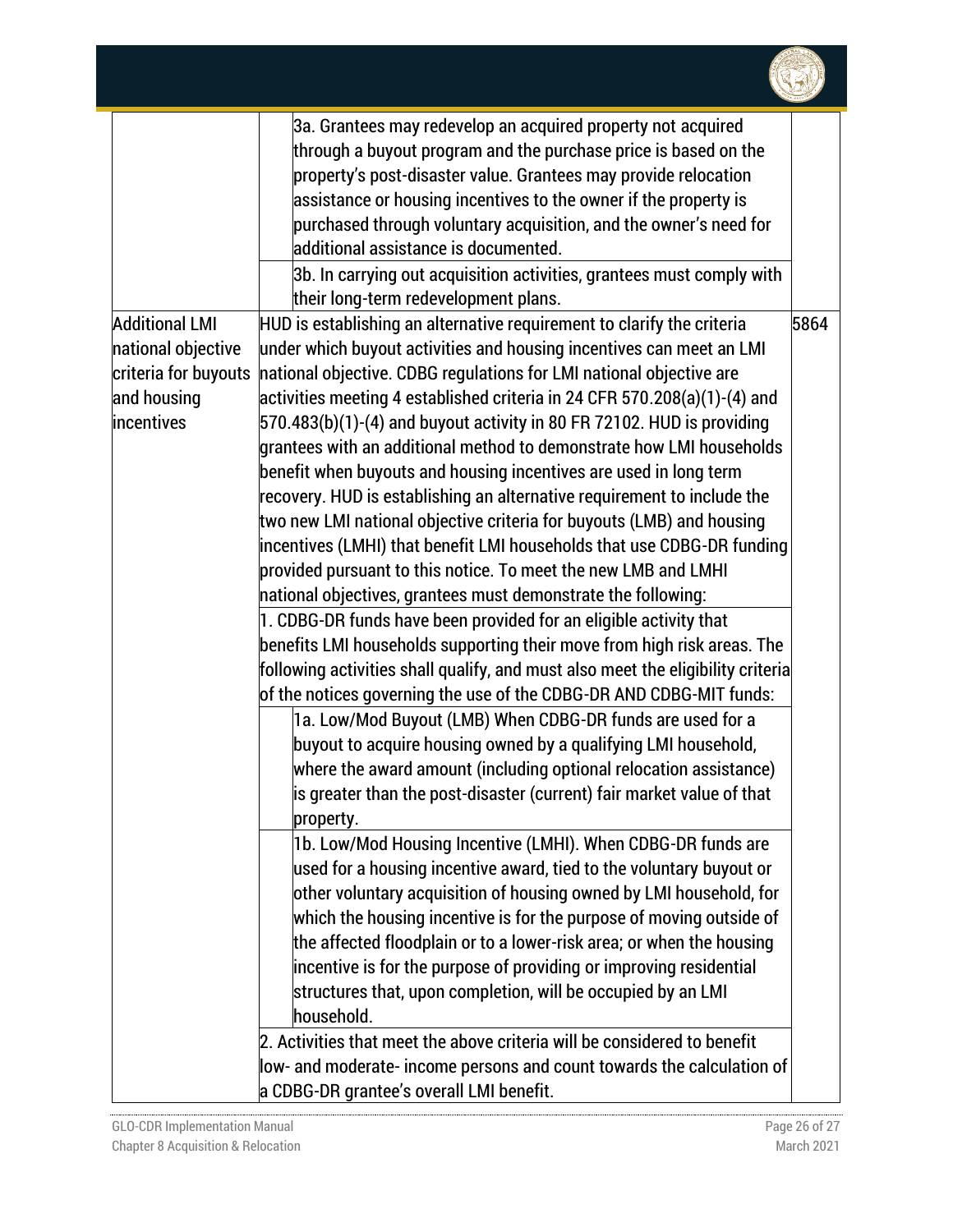| | | |
|---|---|---|
| | 3a. Grantees may redevelop an acquired property not acquired through a buyout program and the purchase price is based on the property's post-disaster value. Grantees may provide relocation assistance or housing incentives to the owner if the property is purchased through voluntary acquisition, and the owner's need for additional assistance is documented. | |
| | 3b. In carrying out acquisition activities, grantees must comply with their long-term redevelopment plans. | |
| Additional LMI national objective criteria for buyouts and housing incentives | HUD is establishing an alternative requirement to clarify the criteria under which buyout activities and housing incentives can meet an LMI national objective. CDBG regulations for LMI national objective are activities meeting 4 established criteria in 24 CFR 570.208(a)(1)-(4) and 570.483(b)(1)-(4) and buyout activity in 80 FR 72102. HUD is providing grantees with an additional method to demonstrate how LMI households benefit when buyouts and housing incentives are used in long term recovery. HUD is establishing an alternative requirement to include the two new LMI national objective criteria for buyouts (LMB) and housing incentives (LMHI) that benefit LMI households that use CDBG-DR funding provided pursuant to this notice. To meet the new LMB and LMHI national objectives, grantees must demonstrate the following: | 5864 |
| | 1. CDBG-DR funds have been provided for an eligible activity that benefits LMI households supporting their move from high risk areas. The following activities shall qualify, and must also meet the eligibility criteria of the notices governing the use of the CDBG-DR AND CDBG-MIT funds: | |
| | 1a. Low/Mod Buyout (LMB) When CDBG-DR funds are used for a buyout to acquire housing owned by a qualifying LMI household, where the award amount (including optional relocation assistance) is greater than the post-disaster (current) fair market value of that property. | |
| | 1b. Low/Mod Housing Incentive (LMHI). When CDBG-DR funds are used for a housing incentive award, tied to the voluntary buyout or other voluntary acquisition of housing owned by LMI household, for which the housing incentive is for the purpose of moving outside of the affected floodplain or to a lower-risk area; or when the housing incentive is for the purpose of providing or improving residential structures that, upon completion, will be occupied by an LMI household. | |
| | 2. Activities that meet the above criteria will be considered to benefit low- and moderate- income persons and count towards the calculation of a CDBG-DR grantee's overall LMI benefit. | |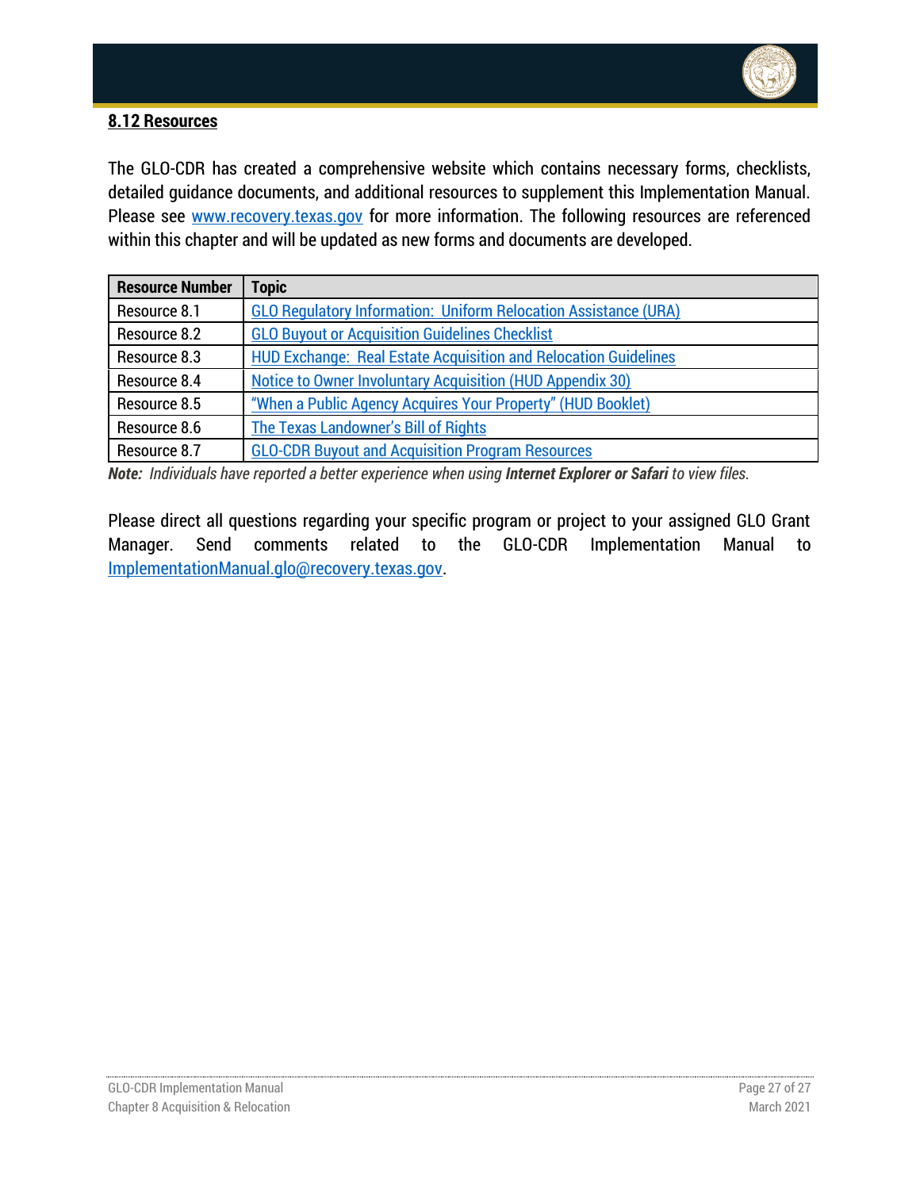## 8.12 Resources

The GLO-CDR has created a comprehensive website which contains necessary forms, checklists, detailed guidance documents, and additional resources to supplement this Implementation Manual. Please see [www.recovery.texas.gov](http://www.recovery.texas.gov) for more information. The following resources are referenced within this chapter and will be updated as new forms and documents are developed.

| Resource Number | Topic |
|---|---|
| Resource 8.1 | GLO Regulatory Information: Uniform Relocation Assistance (URA) |
| Resource 8.2 | GLO Buyout or Acquisition Guidelines Checklist |
| Resource 8.3 | HUD Exchange: Real Estate Acquisition and Relocation Guidelines |
| Resource 8.4 | Notice to Owner Involuntary Acquisition (HUD Appendix 30) |
| Resource 8.5 | "When a Public Agency Acquires Your Property" (HUD Booklet) |
| Resource 8.6 | The Texas Landowner's Bill of Rights |
| Resource 8.7 | GLO-CDR Buyout and Acquisition Program Resources |

***Note:*** *Individuals have reported a better experience when using* ***Internet Explorer or Safari*** *to view files.*

Please direct all questions regarding your specific program or project to your assigned GLO Grant Manager. Send comments related to the GLO-CDR Implementation Manual to ImplementationManual.glo@recovery.texas.gov.